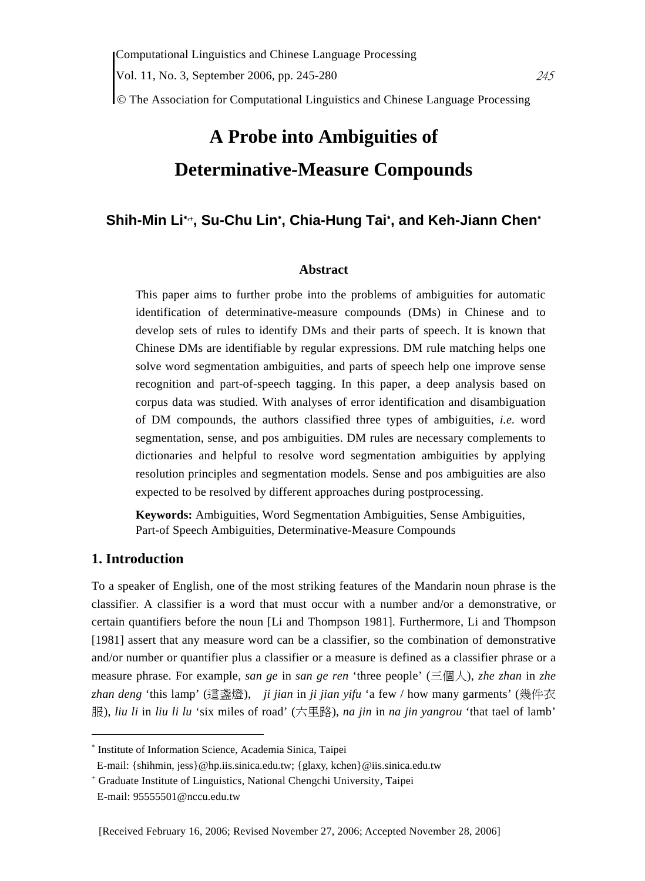# A Probe into Ambiguities of Determinative-Measure Compounds

**Shih-Min Li*,+, Su-Chu Lin*, Chia-Hung Tai*, and Keh-Jiann Chen***

### Abstract

This paper aims to further probe into the problems of ambiguities for automatic identification of determinative-measure compounds (DMs) in Chinese and to develop sets of rules to identify DMs and their parts of speech. It is known that Chinese DMs are identifiable by regular expressions. DM rule matching helps one solve word segmentation ambiguities, and parts of speech help one improve sense recognition and part-of-speech tagging. In this paper, a deep analysis based on corpus data was studied. With analyses of error identification and disambiguation of DM compounds, the authors classified three types of ambiguities, *i.e.* word segmentation, sense, and pos ambiguities. DM rules are necessary complements to dictionaries and helpful to resolve word segmentation ambiguities by applying resolution principles and segmentation models. Sense and pos ambiguities are also expected to be resolved by different approaches during postprocessing.

**Keywords:** Ambiguities, Word Segmentation Ambiguities, Sense Ambiguities, Part-of Speech Ambiguities, Determinative-Measure Compounds

## 1. Introduction

To a speaker of English, one of the most striking features of the Mandarin noun phrase is the classifier. A classifier is a word that must occur with a number and/or a demonstrative, or certain quantifiers before the noun [Li and Thompson 1981]. Furthermore, Li and Thompson [1981] assert that any measure word can be a classifier, so the combination of demonstrative and/or number or quantifier plus a classifier or a measure is defined as a classifier phrase or a measure phrase. For example, *san ge* in *san ge ren* 'three people' (三個人), *zhe zhan* in *zhe zhan deng* 'this lamp' (這盞燈), *ji jian* in *ji jian yifu* 'a few / how many garments' (幾件衣服), *liu li* in *liu li lu* 'six miles of road' (六里路), *na jin* in *na jin yangrou* 'that tael of lamb'

---

* Institute of Information Science, Academia Sinica, Taipei
E-mail: {shihmin, jess}@hp.iis.sinica.edu.tw; {glaxy, kchen}@iis.sinica.edu.tw

+ Graduate Institute of Linguistics, National Chengchi University, Taipei
E-mail: 95555501@nccu.edu.tw

[Received February 16, 2006; Revised November 27, 2006; Accepted November 28, 2006]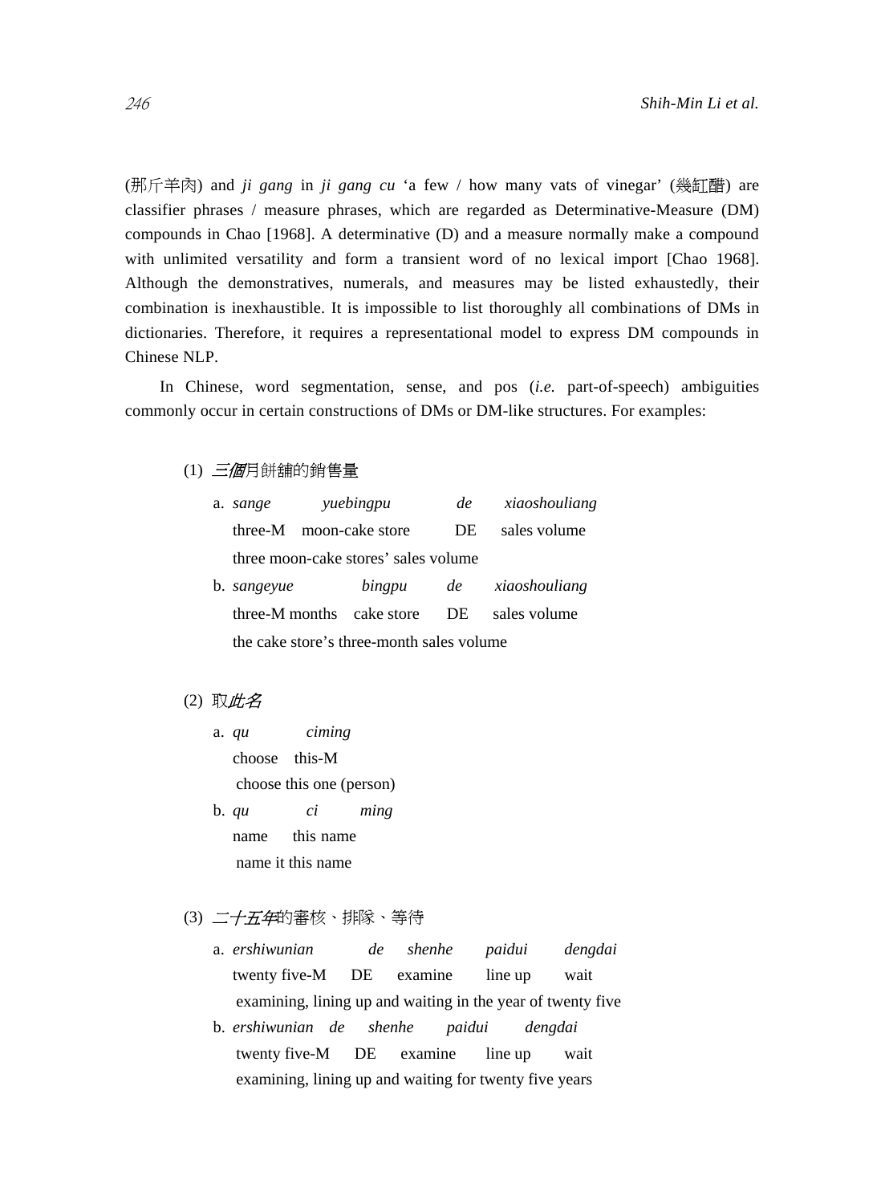(那斤羊肉) and *ji gang* in *ji gang cu* ‘a few / how many vats of vinegar’ (幾缸醋) are classifier phrases / measure phrases, which are regarded as Determinative-Measure (DM) compounds in Chao [1968]. A determinative (D) and a measure normally make a compound with unlimited versatility and form a transient word of no lexical import [Chao 1968]. Although the demonstratives, numerals, and measures may be listed exhaustedly, their combination is inexhaustible. It is impossible to list thoroughly all combinations of DMs in dictionaries. Therefore, it requires a representational model to express DM compounds in Chinese NLP.

In Chinese, word segmentation, sense, and pos (*i.e.* part-of-speech) ambiguities commonly occur in certain constructions of DMs or DM-like structures. For examples:

(1) *三個*月餅舖的銷售量

a. *sange* *yuebingpu* *de* *xiaoshouliang*
three-M moon-cake store DE sales volume
three moon-cake stores’ sales volume

b. *sangeyue* *bingpu* *de* *xiaoshouliang*
three-M months cake store DE sales volume
the cake store’s three-month sales volume

(2) 取*此名*

a. *qu* *ciming*
choose this-M
choose this one (person)

b. *qu* *ci* *ming*
name this name
name it this name

(3) *二十五年*的審核、排隊、等待

a. *ershiwunian* *de* *shenhe* *paidui* *dengdai*
twenty five-M DE examine line up wait
examining, lining up and waiting in the year of twenty five

b. *ershiwunian* *de* *shenhe* *paidui* *dengdai*
twenty five-M DE examine line up wait
examining, lining up and waiting for twenty five years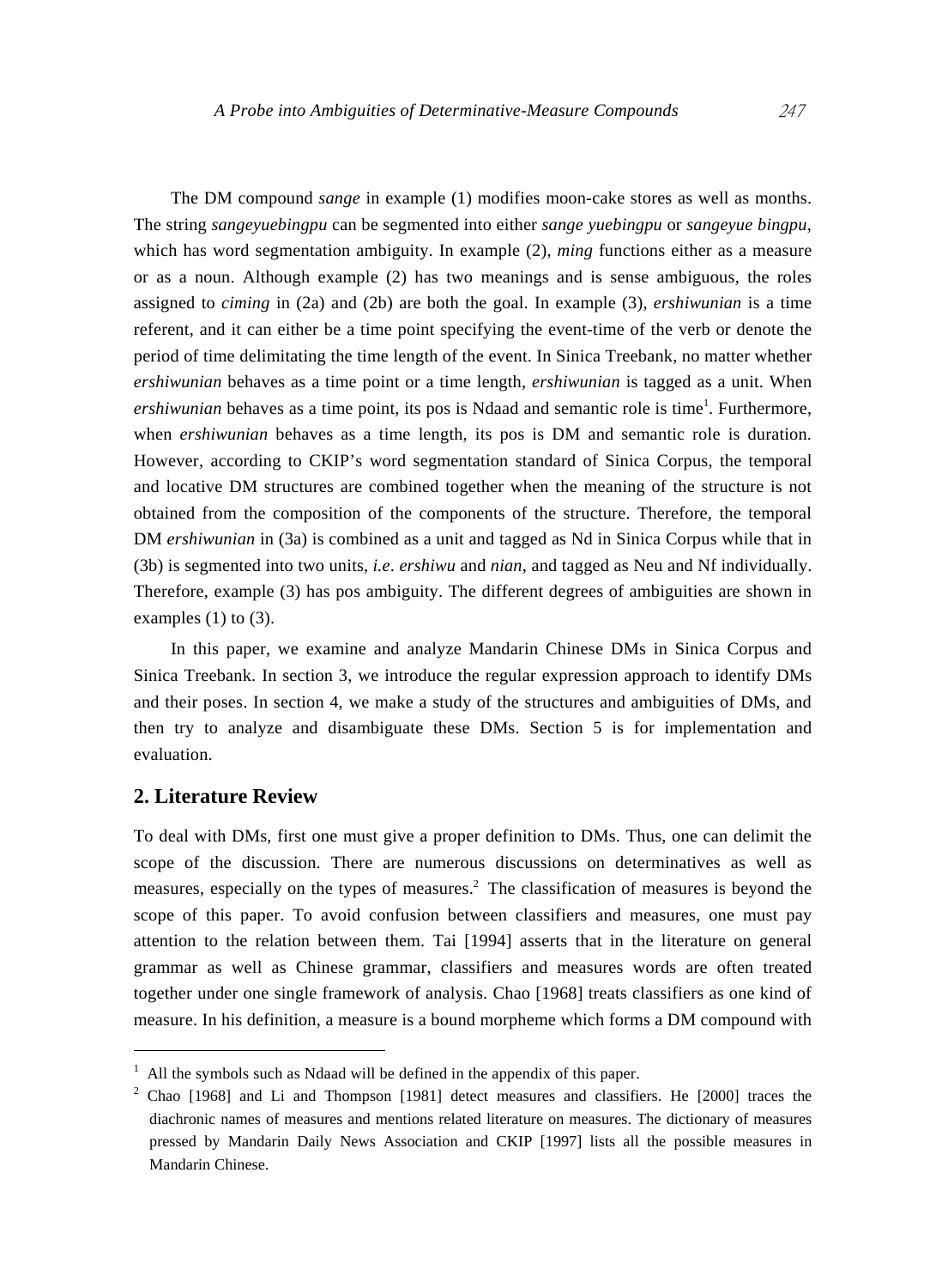The DM compound *sange* in example (1) modifies moon-cake stores as well as months. The string *sangeyuebingpu* can be segmented into either *sange yuebingpu* or *sangeyue bingpu*, which has word segmentation ambiguity. In example (2), *ming* functions either as a measure or as a noun. Although example (2) has two meanings and is sense ambiguous, the roles assigned to *ciming* in (2a) and (2b) are both the goal. In example (3), *ershiwunian* is a time referent, and it can either be a time point specifying the event-time of the verb or denote the period of time delimitating the time length of the event. In Sinica Treebank, no matter whether *ershiwunian* behaves as a time point or a time length, *ershiwunian* is tagged as a unit. When *ershiwunian* behaves as a time point, its pos is Ndaad and semantic role is time[1]. Furthermore, when *ershiwunian* behaves as a time length, its pos is DM and semantic role is duration. However, according to CKIP's word segmentation standard of Sinica Corpus, the temporal and locative DM structures are combined together when the meaning of the structure is not obtained from the composition of the components of the structure. Therefore, the temporal DM *ershiwunian* in (3a) is combined as a unit and tagged as Nd in Sinica Corpus while that in (3b) is segmented into two units, *i.e*. *ershiwu* and *nian*, and tagged as Neu and Nf individually. Therefore, example (3) has pos ambiguity. The different degrees of ambiguities are shown in examples (1) to (3).

In this paper, we examine and analyze Mandarin Chinese DMs in Sinica Corpus and Sinica Treebank. In section 3, we introduce the regular expression approach to identify DMs and their poses. In section 4, we make a study of the structures and ambiguities of DMs, and then try to analyze and disambiguate these DMs. Section 5 is for implementation and evaluation.

## 2. Literature Review

To deal with DMs, first one must give a proper definition to DMs. Thus, one can delimit the scope of the discussion. There are numerous discussions on determinatives as well as measures, especially on the types of measures.[2] The classification of measures is beyond the scope of this paper. To avoid confusion between classifiers and measures, one must pay attention to the relation between them. Tai [1994] asserts that in the literature on general grammar as well as Chinese grammar, classifiers and measures words are often treated together under one single framework of analysis. Chao [1968] treats classifiers as one kind of measure. In his definition, a measure is a bound morpheme which forms a DM compound with

---

[1] All the symbols such as Ndaad will be defined in the appendix of this paper.

[2] Chao [1968] and Li and Thompson [1981] detect measures and classifiers. He [2000] traces the diachronic names of measures and mentions related literature on measures. The dictionary of measures pressed by Mandarin Daily News Association and CKIP [1997] lists all the possible measures in Mandarin Chinese.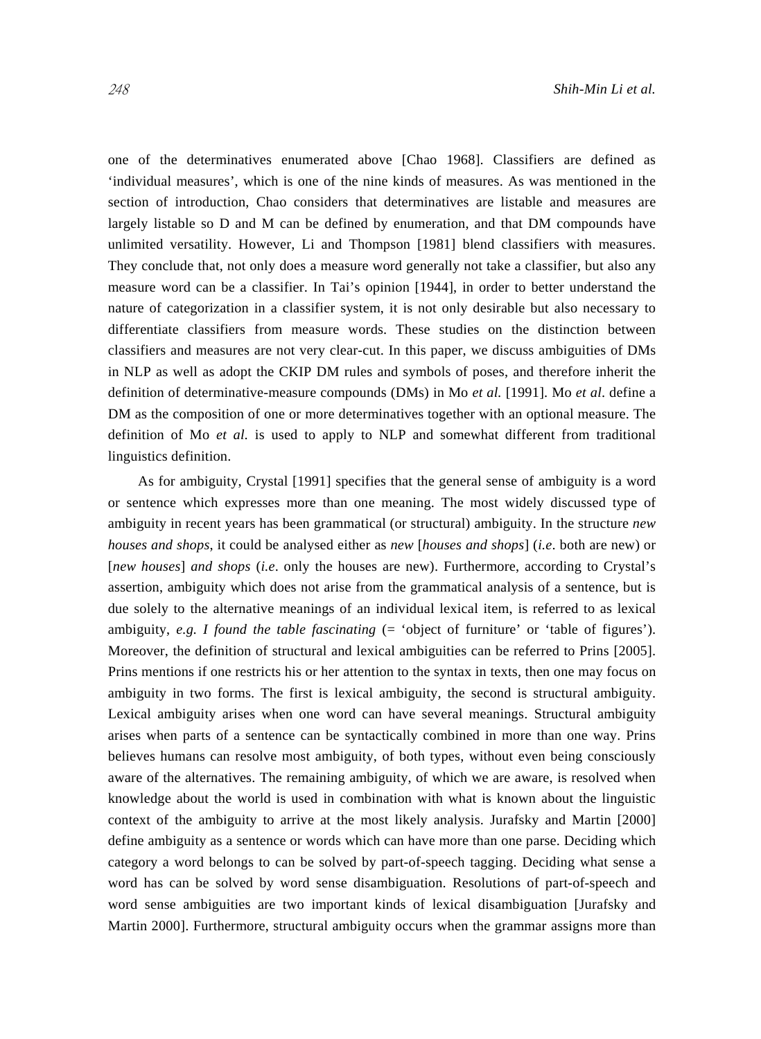one of the determinatives enumerated above [Chao 1968]. Classifiers are defined as 'individual measures', which is one of the nine kinds of measures. As was mentioned in the section of introduction, Chao considers that determinatives are listable and measures are largely listable so D and M can be defined by enumeration, and that DM compounds have unlimited versatility. However, Li and Thompson [1981] blend classifiers with measures. They conclude that, not only does a measure word generally not take a classifier, but also any measure word can be a classifier. In Tai's opinion [1944], in order to better understand the nature of categorization in a classifier system, it is not only desirable but also necessary to differentiate classifiers from measure words. These studies on the distinction between classifiers and measures are not very clear-cut. In this paper, we discuss ambiguities of DMs in NLP as well as adopt the CKIP DM rules and symbols of poses, and therefore inherit the definition of determinative-measure compounds (DMs) in Mo *et al.* [1991]. Mo *et al*. define a DM as the composition of one or more determinatives together with an optional measure. The definition of Mo *et al.* is used to apply to NLP and somewhat different from traditional linguistics definition.

As for ambiguity, Crystal [1991] specifies that the general sense of ambiguity is a word or sentence which expresses more than one meaning. The most widely discussed type of ambiguity in recent years has been grammatical (or structural) ambiguity. In the structure *new houses and shops*, it could be analysed either as *new* [*houses and shops*] (*i.e*. both are new) or [*new houses*] *and shops* (*i.e*. only the houses are new). Furthermore, according to Crystal's assertion, ambiguity which does not arise from the grammatical analysis of a sentence, but is due solely to the alternative meanings of an individual lexical item, is referred to as lexical ambiguity, *e.g. I found the table fascinating* (= 'object of furniture' or 'table of figures'). Moreover, the definition of structural and lexical ambiguities can be referred to Prins [2005]. Prins mentions if one restricts his or her attention to the syntax in texts, then one may focus on ambiguity in two forms. The first is lexical ambiguity, the second is structural ambiguity. Lexical ambiguity arises when one word can have several meanings. Structural ambiguity arises when parts of a sentence can be syntactically combined in more than one way. Prins believes humans can resolve most ambiguity, of both types, without even being consciously aware of the alternatives. The remaining ambiguity, of which we are aware, is resolved when knowledge about the world is used in combination with what is known about the linguistic context of the ambiguity to arrive at the most likely analysis. Jurafsky and Martin [2000] define ambiguity as a sentence or words which can have more than one parse. Deciding which category a word belongs to can be solved by part-of-speech tagging. Deciding what sense a word has can be solved by word sense disambiguation. Resolutions of part-of-speech and word sense ambiguities are two important kinds of lexical disambiguation [Jurafsky and Martin 2000]. Furthermore, structural ambiguity occurs when the grammar assigns more than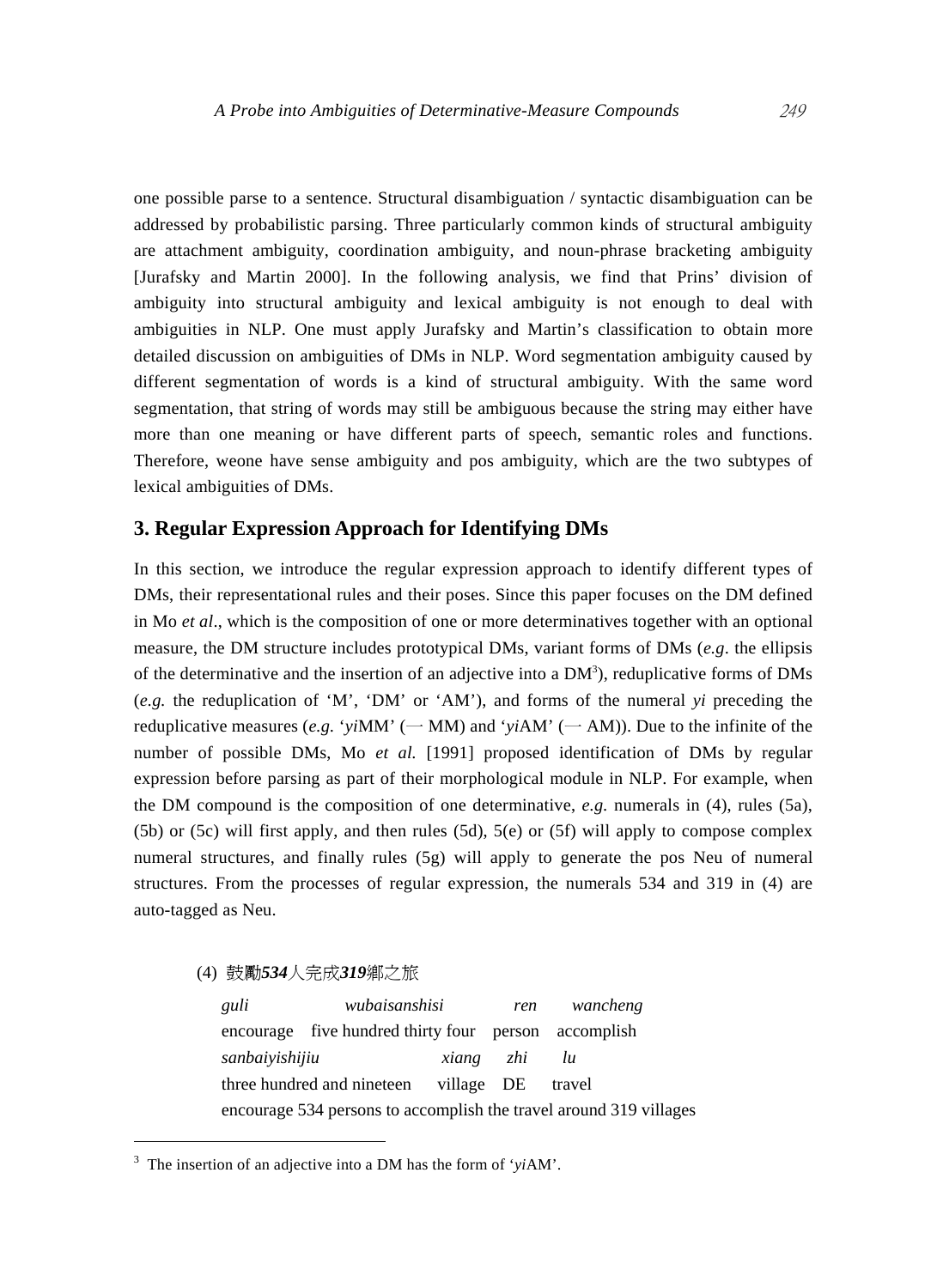one possible parse to a sentence. Structural disambiguation / syntactic disambiguation can be addressed by probabilistic parsing. Three particularly common kinds of structural ambiguity are attachment ambiguity, coordination ambiguity, and noun-phrase bracketing ambiguity [Jurafsky and Martin 2000]. In the following analysis, we find that Prins' division of ambiguity into structural ambiguity and lexical ambiguity is not enough to deal with ambiguities in NLP. One must apply Jurafsky and Martin's classification to obtain more detailed discussion on ambiguities of DMs in NLP. Word segmentation ambiguity caused by different segmentation of words is a kind of structural ambiguity. With the same word segmentation, that string of words may still be ambiguous because the string may either have more than one meaning or have different parts of speech, semantic roles and functions. Therefore, weone have sense ambiguity and pos ambiguity, which are the two subtypes of lexical ambiguities of DMs.

## 3. Regular Expression Approach for Identifying DMs

In this section, we introduce the regular expression approach to identify different types of DMs, their representational rules and their poses. Since this paper focuses on the DM defined in Mo *et al*., which is the composition of one or more determinatives together with an optional measure, the DM structure includes prototypical DMs, variant forms of DMs (*e.g*. the ellipsis of the determinative and the insertion of an adjective into a DM[3]), reduplicative forms of DMs (*e.g.* the reduplication of 'M', 'DM' or 'AM'), and forms of the numeral *yi* preceding the reduplicative measures (*e.g.* '*yi*MM' (一 MM) and '*yi*AM' (一 AM)). Due to the infinite of the number of possible DMs, Mo *et al.* [1991] proposed identification of DMs by regular expression before parsing as part of their morphological module in NLP. For example, when the DM compound is the composition of one determinative, *e.g.* numerals in (4), rules (5a), (5b) or (5c) will first apply, and then rules (5d), 5(e) or (5f) will apply to compose complex numeral structures, and finally rules (5g) will apply to generate the pos Neu of numeral structures. From the processes of regular expression, the numerals 534 and 319 in (4) are auto-tagged as Neu.

(4) 鼓勵***534***人完成***319***鄉之旅

*guli* *wubaisanshisi* *ren* *wancheng*
encourage five hundred thirty four person accomplish
*sanbaiyishijiu* *xiang* *zhi* *lu*
three hundred and nineteen village DE travel
encourage 534 persons to accomplish the travel around 319 villages

---

[3] The insertion of an adjective into a DM has the form of '*yi*AM'.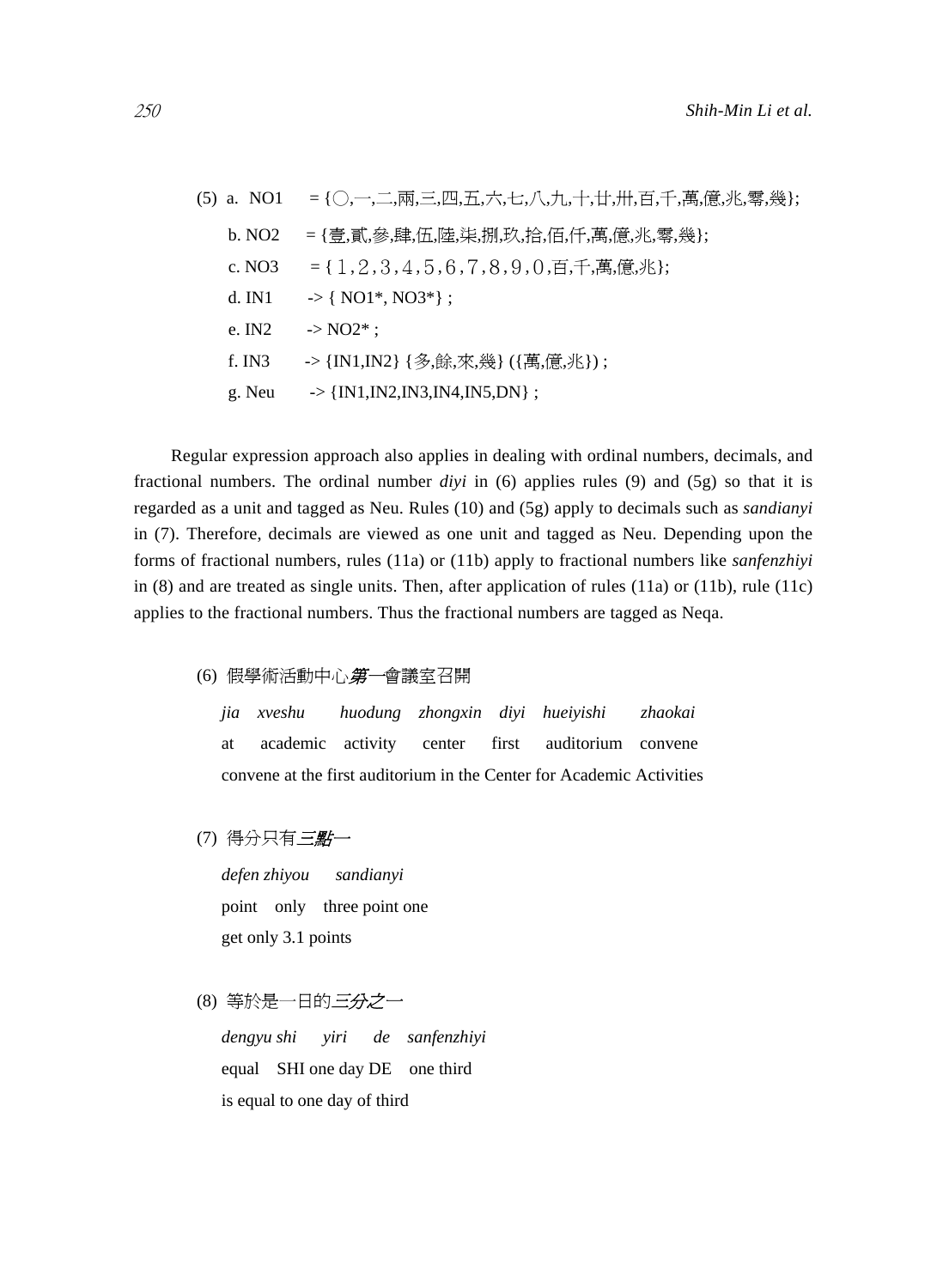(5) a. NO1 = {○,一,二,兩,三,四,五,六,七,八,九,十,廿,卅,百,千,萬,億,兆,零,幾};

b. NO2 = {壹,貳,參,肆,伍,陸,柒,捌,玖,拾,佰,仟,萬,億,兆,零,幾};

c. NO3 = {１,２,３,４,５,６,７,８,９,０,百,千,萬,億,兆};

d. IN1 -> { NO1*, NO3*} ;

e. IN2 -> NO2* ;

f. IN3 -> {IN1,IN2} {多,餘,來,幾} ({萬,億,兆}) ;

g. Neu -> {IN1,IN2,IN3,IN4,IN5,DN} ;

Regular expression approach also applies in dealing with ordinal numbers, decimals, and fractional numbers. The ordinal number *diyi* in (6) applies rules (9) and (5g) so that it is regarded as a unit and tagged as Neu. Rules (10) and (5g) apply to decimals such as *sandianyi* in (7). Therefore, decimals are viewed as one unit and tagged as Neu. Depending upon the forms of fractional numbers, rules (11a) or (11b) apply to fractional numbers like *sanfenzhiyi* in (8) and are treated as single units. Then, after application of rules (11a) or (11b), rule (11c) applies to the fractional numbers. Thus the fractional numbers are tagged as Neqa.

(6) 假學術活動中心*第一*會議室召開

*jia xveshu huodung zhongxin diyi hueiyishi zhaokai*

at academic activity center first auditorium convene

convene at the first auditorium in the Center for Academic Activities

(7) 得分只有*三點一*

*defen zhiyou sandianyi*

point only three point one

get only 3.1 points

(8) 等於是一日的*三分之一*

*dengyu shi yiri de sanfenzhiyi*

equal SHI one day DE one third

is equal to one day of third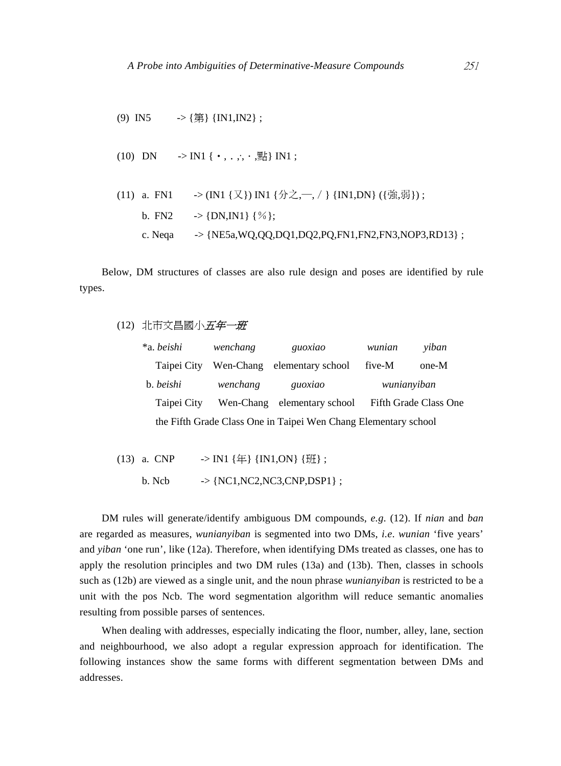(9) IN5 -> {第} {IN1,IN2} ;

(10) DN -> IN1 { • , . ,·, ・,點} IN1 ;

(11) a. FN1 -> (IN1 {又}) IN1 {分之,—, / } {IN1,DN} ({強,弱}) ;

b. FN2 -> {DN,IN1} {％};

c. Neqa -> {NE5a,WQ,QQ,DQ1,DQ2,PQ,FN1,FN2,FN3,NOP3,RD13} ;

Below, DM structures of classes are also rule design and poses are identified by rule types.

(12) 北市文昌國小*五年一班*

| | | | | |
|---|---|---|---|---|
| *a. *beishi* | *wenchang* | *guoxiao* | *wunian* | *yiban* |
| Taipei City | Wen-Chang | elementary school | five-M | one-M |
| b. *beishi* | *wenchang* | *guoxiao* | *wunianyiban* | |
| Taipei City | Wen-Chang | elementary school | Fifth Grade Class One | |

the Fifth Grade Class One in Taipei Wen Chang Elementary school

(13) a. CNP -> IN1 {年} {IN1,ON} {班} ;

b. Ncb -> {NC1,NC2,NC3,CNP,DSP1} ;

DM rules will generate/identify ambiguous DM compounds, *e.g*. (12). If *nian* and *ban* are regarded as measures, *wunianyiban* is segmented into two DMs, *i.e*. *wunian* 'five years' and *yiban* 'one run', like (12a). Therefore, when identifying DMs treated as classes, one has to apply the resolution principles and two DM rules (13a) and (13b). Then, classes in schools such as (12b) are viewed as a single unit, and the noun phrase *wunianyiban* is restricted to be a unit with the pos Ncb. The word segmentation algorithm will reduce semantic anomalies resulting from possible parses of sentences.

When dealing with addresses, especially indicating the floor, number, alley, lane, section and neighbourhood, we also adopt a regular expression approach for identification. The following instances show the same forms with different segmentation between DMs and addresses.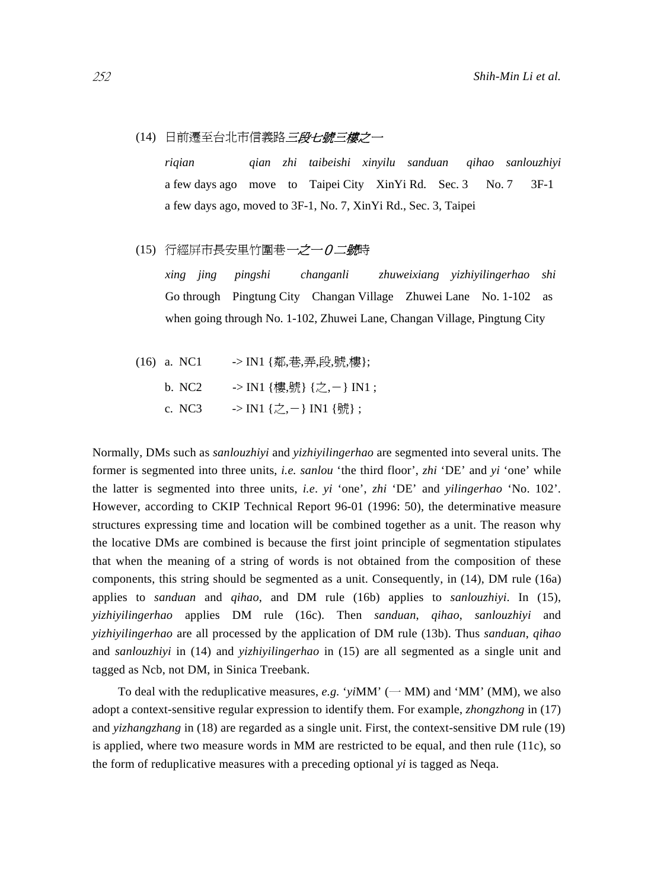(14) 日前遷至台北市信義路*三段七號三樓之一*

*riqian* *qian* *zhi* *taibeishi* *xinyilu* *sanduan* *qihao* *sanlouzhiyi*
a few days ago move to Taipei City XinYi Rd. Sec. 3 No. 7 3F-1
a few days ago, moved to 3F-1, No. 7, XinYi Rd., Sec. 3, Taipei

(15) 行經屏市長安里竹圍巷*一之一０二號*時

*xing* *jing* *pingshi* *changanli* *zhuweixiang* *yizhiyilingerhao* *shi*
Go through Pingtung City Changan Village Zhuwei Lane No. 1-102 as
when going through No. 1-102, Zhuwei Lane, Changan Village, Pingtung City

(16) a. NC1 -> IN1 {鄰,巷,弄,段,號,樓};
b. NC2 -> IN1 {樓,號} {之,－} IN1 ;
c. NC3 -> IN1 {之,－} IN1 {號} ;

Normally, DMs such as *sanlouzhiyi* and *yizhiyilingerhao* are segmented into several units. The former is segmented into three units, *i.e. sanlou* 'the third floor', *zhi* 'DE' and *yi* 'one' while the latter is segmented into three units, *i.e*. *yi* 'one', *zhi* 'DE' and *yilingerhao* 'No. 102'. However, according to CKIP Technical Report 96-01 (1996: 50), the determinative measure structures expressing time and location will be combined together as a unit. The reason why the locative DMs are combined is because the first joint principle of segmentation stipulates that when the meaning of a string of words is not obtained from the composition of these components, this string should be segmented as a unit. Consequently, in (14), DM rule (16a) applies to *sanduan* and *qihao*, and DM rule (16b) applies to *sanlouzhiyi*. In (15), *yizhiyilingerhao* applies DM rule (16c). Then *sanduan*, *qihao*, *sanlouzhiyi* and *yizhiyilingerhao* are all processed by the application of DM rule (13b). Thus *sanduan*, *qihao* and *sanlouzhiyi* in (14) and *yizhiyilingerhao* in (15) are all segmented as a single unit and tagged as Ncb, not DM, in Sinica Treebank.

To deal with the reduplicative measures, *e.g*. '*yi*MM' (一 MM) and 'MM' (MM), we also adopt a context-sensitive regular expression to identify them. For example, *zhongzhong* in (17) and *yizhangzhang* in (18) are regarded as a single unit. First, the context-sensitive DM rule (19) is applied, where two measure words in MM are restricted to be equal, and then rule (11c), so the form of reduplicative measures with a preceding optional *yi* is tagged as Neqa.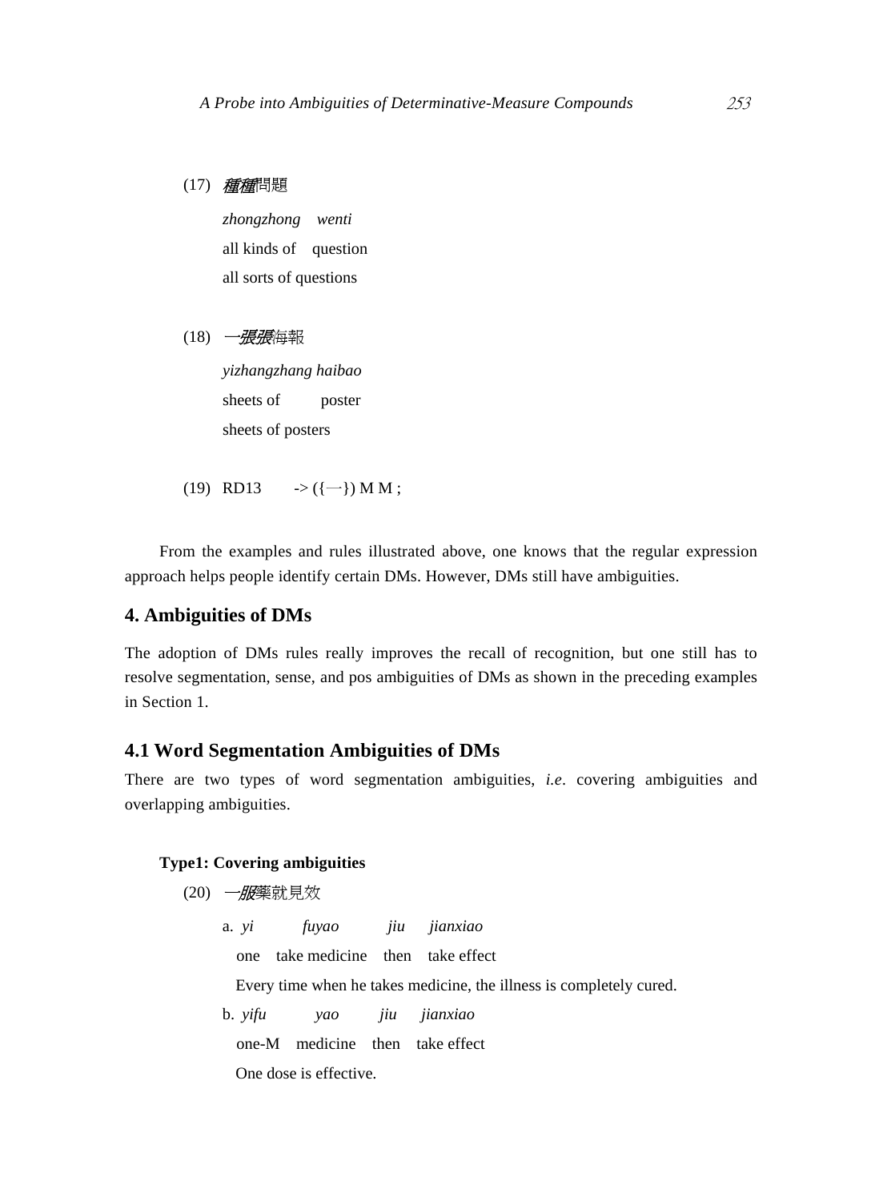(17) *種種*問題

*zhongzhong wenti*

all kinds of question

all sorts of questions

(18) *一張張*海報

*yizhangzhang haibao*

sheets of poster

sheets of posters

(19) RD13 -> ({一}) M M ;

From the examples and rules illustrated above, one knows that the regular expression approach helps people identify certain DMs. However, DMs still have ambiguities.

## 4. Ambiguities of DMs

The adoption of DMs rules really improves the recall of recognition, but one still has to resolve segmentation, sense, and pos ambiguities of DMs as shown in the preceding examples in Section 1.

### 4.1 Word Segmentation Ambiguities of DMs

There are two types of word segmentation ambiguities, *i.e*. covering ambiguities and overlapping ambiguities.

**Type1: Covering ambiguities**

(20) *一服*藥就見效

a. *yi fuyao jiu jianxiao*

one take medicine then take effect

Every time when he takes medicine, the illness is completely cured.

b. *yifu yao jiu jianxiao*

one-M medicine then take effect

One dose is effective.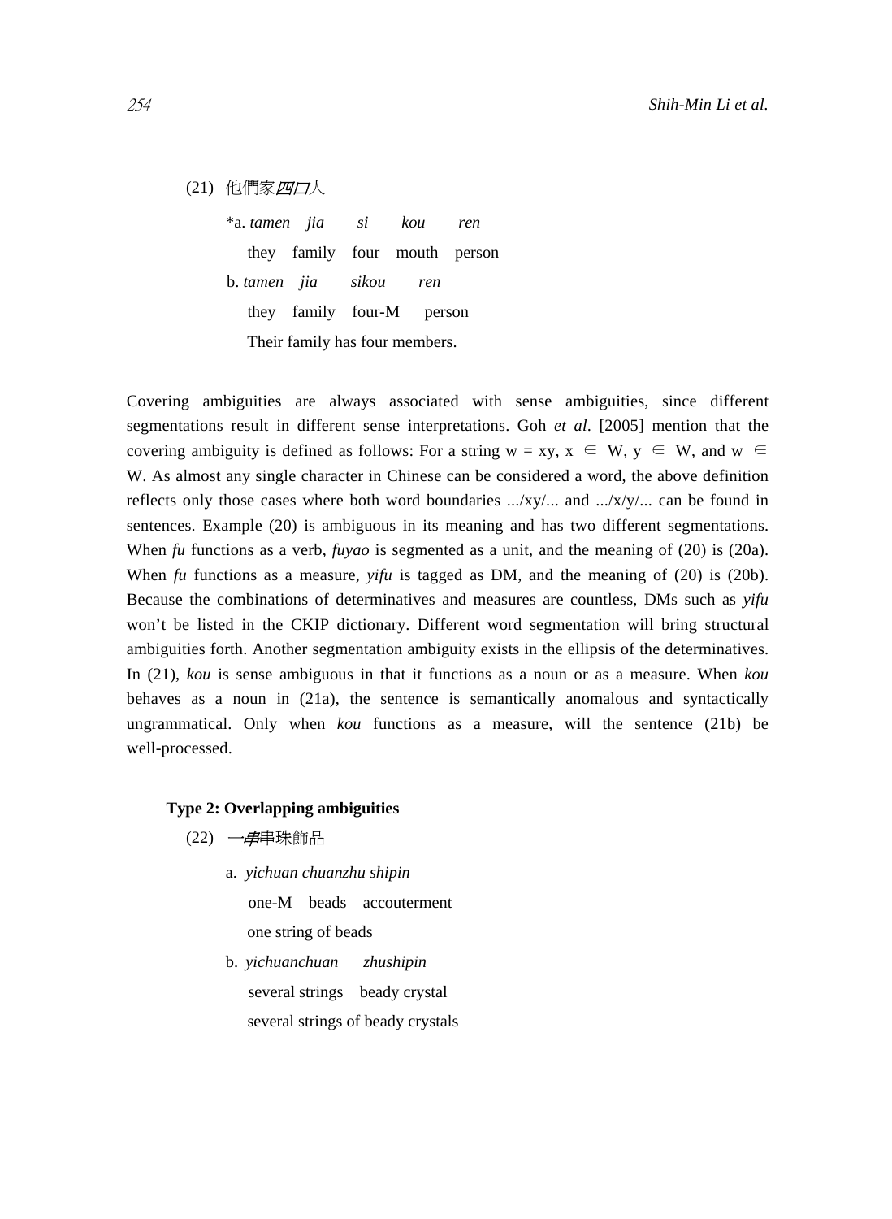(21) 他們家*四口*人

*a. *tamen jia si kou ren*

they family four mouth person

b. *tamen jia sikou ren*

they family four-M person

Their family has four members.

Covering ambiguities are always associated with sense ambiguities, since different segmentations result in different sense interpretations. Goh *et al*. [2005] mention that the covering ambiguity is defined as follows: For a string w = xy, x ∈ W, y ∈ W, and w ∈ W. As almost any single character in Chinese can be considered a word, the above definition reflects only those cases where both word boundaries .../xy/... and .../x/y/... can be found in sentences. Example (20) is ambiguous in its meaning and has two different segmentations. When *fu* functions as a verb, *fuyao* is segmented as a unit, and the meaning of (20) is (20a). When *fu* functions as a measure, *yifu* is tagged as DM, and the meaning of (20) is (20b). Because the combinations of determinatives and measures are countless, DMs such as *yifu* won't be listed in the CKIP dictionary. Different word segmentation will bring structural ambiguities forth. Another segmentation ambiguity exists in the ellipsis of the determinatives. In (21), *kou* is sense ambiguous in that it functions as a noun or as a measure. When *kou* behaves as a noun in (21a), the sentence is semantically anomalous and syntactically ungrammatical. Only when *kou* functions as a measure, will the sentence (21b) be well-processed.

**Type 2: Overlapping ambiguities**

(22) 一*串*串珠飾品

a. *yichuan chuanzhu shipin*

one-M beads accouterment

one string of beads

b. *yichuanchuan zhushipin*

several strings beady crystal

several strings of beady crystals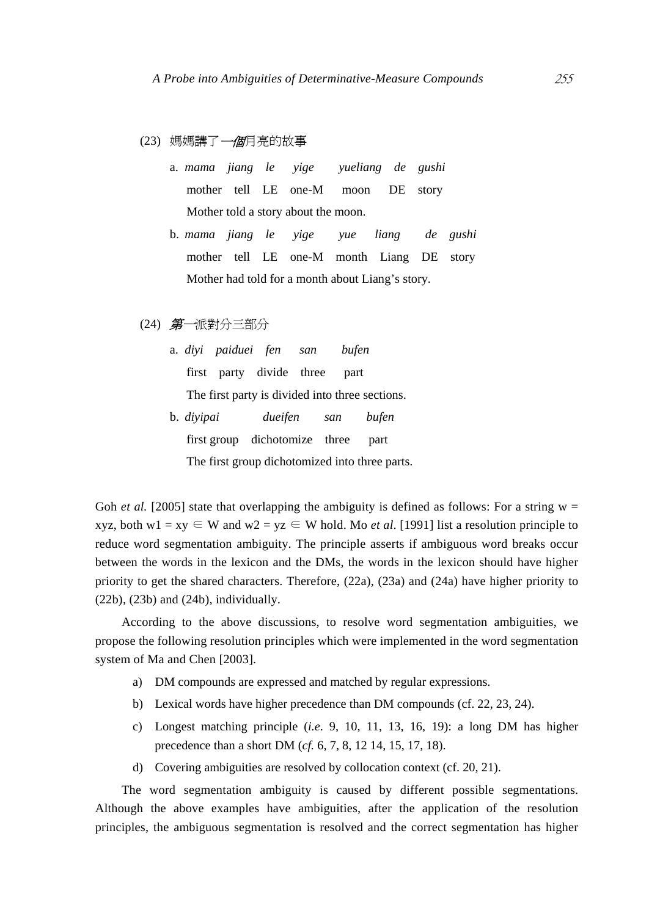(23) 媽媽講了*一個*月亮的故事

a. *mama jiang le yige yueliang de gushi*
mother tell LE one-M moon DE story
Mother told a story about the moon.

b. *mama jiang le yige yue liang de gushi*
mother tell LE one-M month Liang DE story
Mother had told for a month about Liang's story.

(24) *第一*派對分三部分

a. *diyi paiduei fen san bufen*
first party divide three part
The first party is divided into three sections.

b. *diyipai dueifen san bufen*
first group dichotomize three part
The first group dichotomized into three parts.

Goh *et al.* [2005] state that overlapping the ambiguity is defined as follows: For a string w = xyz, both w1 = xy ∈ W and w2 = yz ∈ W hold. Mo *et al*. [1991] list a resolution principle to reduce word segmentation ambiguity. The principle asserts if ambiguous word breaks occur between the words in the lexicon and the DMs, the words in the lexicon should have higher priority to get the shared characters. Therefore, (22a), (23a) and (24a) have higher priority to (22b), (23b) and (24b), individually.

According to the above discussions, to resolve word segmentation ambiguities, we propose the following resolution principles which were implemented in the word segmentation system of Ma and Chen [2003].

a) DM compounds are expressed and matched by regular expressions.
b) Lexical words have higher precedence than DM compounds (cf. 22, 23, 24).
c) Longest matching principle (*i.e*. 9, 10, 11, 13, 16, 19): a long DM has higher precedence than a short DM (*cf.* 6, 7, 8, 12 14, 15, 17, 18).
d) Covering ambiguities are resolved by collocation context (cf. 20, 21).

The word segmentation ambiguity is caused by different possible segmentations. Although the above examples have ambiguities, after the application of the resolution principles, the ambiguous segmentation is resolved and the correct segmentation has higher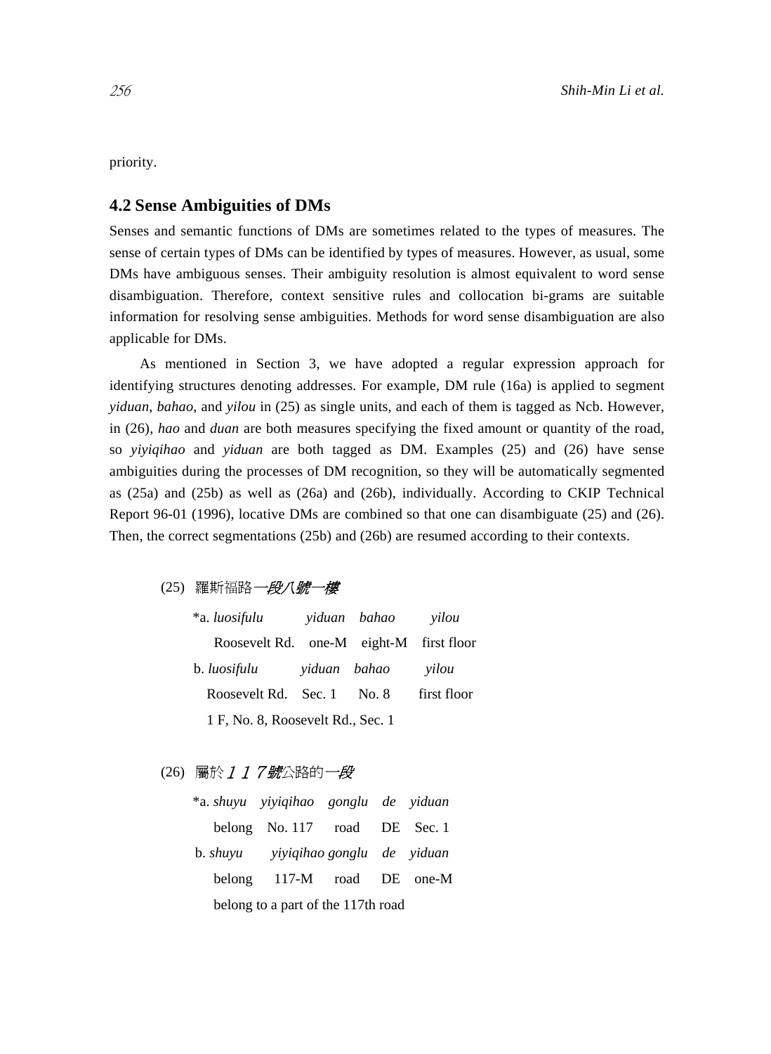priority.

## 4.2 Sense Ambiguities of DMs

Senses and semantic functions of DMs are sometimes related to the types of measures. The sense of certain types of DMs can be identified by types of measures. However, as usual, some DMs have ambiguous senses. Their ambiguity resolution is almost equivalent to word sense disambiguation. Therefore, context sensitive rules and collocation bi-grams are suitable information for resolving sense ambiguities. Methods for word sense disambiguation are also applicable for DMs.

As mentioned in Section 3, we have adopted a regular expression approach for identifying structures denoting addresses. For example, DM rule (16a) is applied to segment *yiduan*, *bahao*, and *yilou* in (25) as single units, and each of them is tagged as Ncb. However, in (26), *hao* and *duan* are both measures specifying the fixed amount or quantity of the road, so *yiyiqihao* and *yiduan* are both tagged as DM. Examples (25) and (26) have sense ambiguities during the processes of DM recognition, so they will be automatically segmented as (25a) and (25b) as well as (26a) and (26b), individually. According to CKIP Technical Report 96-01 (1996), locative DMs are combined so that one can disambiguate (25) and (26). Then, the correct segmentations (25b) and (26b) are resumed according to their contexts.

(25) 羅斯福路*一段八號一樓*

*a. *luosifulu* *yiduan* *bahao* *yilou*
Roosevelt Rd. one-M eight-M first floor

b. *luosifulu* *yiduan* *bahao* *yilou*
Roosevelt Rd. Sec. 1 No. 8 first floor
1 F, No. 8, Roosevelt Rd., Sec. 1

(26) 屬於*１１７號*公路的*一段*

*a. *shuyu* *yiyiqihao* *gonglu* *de* *yiduan*
belong No. 117 road DE Sec. 1

b. *shuyu* *yiyiqihao* *gonglu* *de* *yiduan*
belong 117-M road DE one-M
belong to a part of the 117th road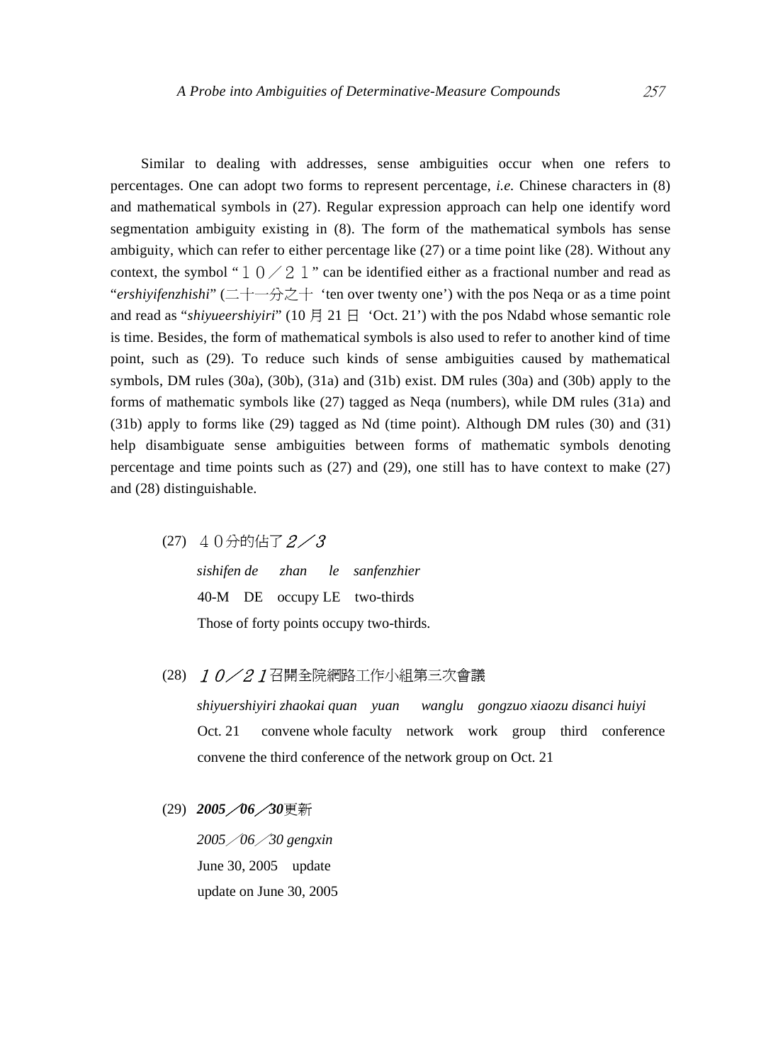Similar to dealing with addresses, sense ambiguities occur when one refers to percentages. One can adopt two forms to represent percentage, *i.e.* Chinese characters in (8) and mathematical symbols in (27). Regular expression approach can help one identify word segmentation ambiguity existing in (8). The form of the mathematical symbols has sense ambiguity, which can refer to either percentage like (27) or a time point like (28). Without any context, the symbol "１０／２１" can be identified either as a fractional number and read as "*ershiyifenzhishi*" (二十一分之十 'ten over twenty one') with the pos Neqa or as a time point and read as "*shiyueershiyiri*" (10 月 21 日 'Oct. 21') with the pos Ndabd whose semantic role is time. Besides, the form of mathematical symbols is also used to refer to another kind of time point, such as (29). To reduce such kinds of sense ambiguities caused by mathematical symbols, DM rules (30a), (30b), (31a) and (31b) exist. DM rules (30a) and (30b) apply to the forms of mathematic symbols like (27) tagged as Neqa (numbers), while DM rules (31a) and (31b) apply to forms like (29) tagged as Nd (time point). Although DM rules (30) and (31) help disambiguate sense ambiguities between forms of mathematic symbols denoting percentage and time points such as (27) and (29), one still has to have context to make (27) and (28) distinguishable.

(27) ４０分的佔了*２／３*

*sishifen de zhan le sanfenzhier*

40-M DE occupy LE two-thirds

Those of forty points occupy two-thirds.

(28) *１０／２１*召開全院網路工作小組第三次會議

*shiyueershiyiri zhaokai quan yuan wanglu gongzuo xiaozu disanci huiyi*

Oct. 21 convene whole faculty network work group third conference

convene the third conference of the network group on Oct. 21

(29) ***2005／06／30***更新

*2005／06／30 gengxin*

June 30, 2005 update

update on June 30, 2005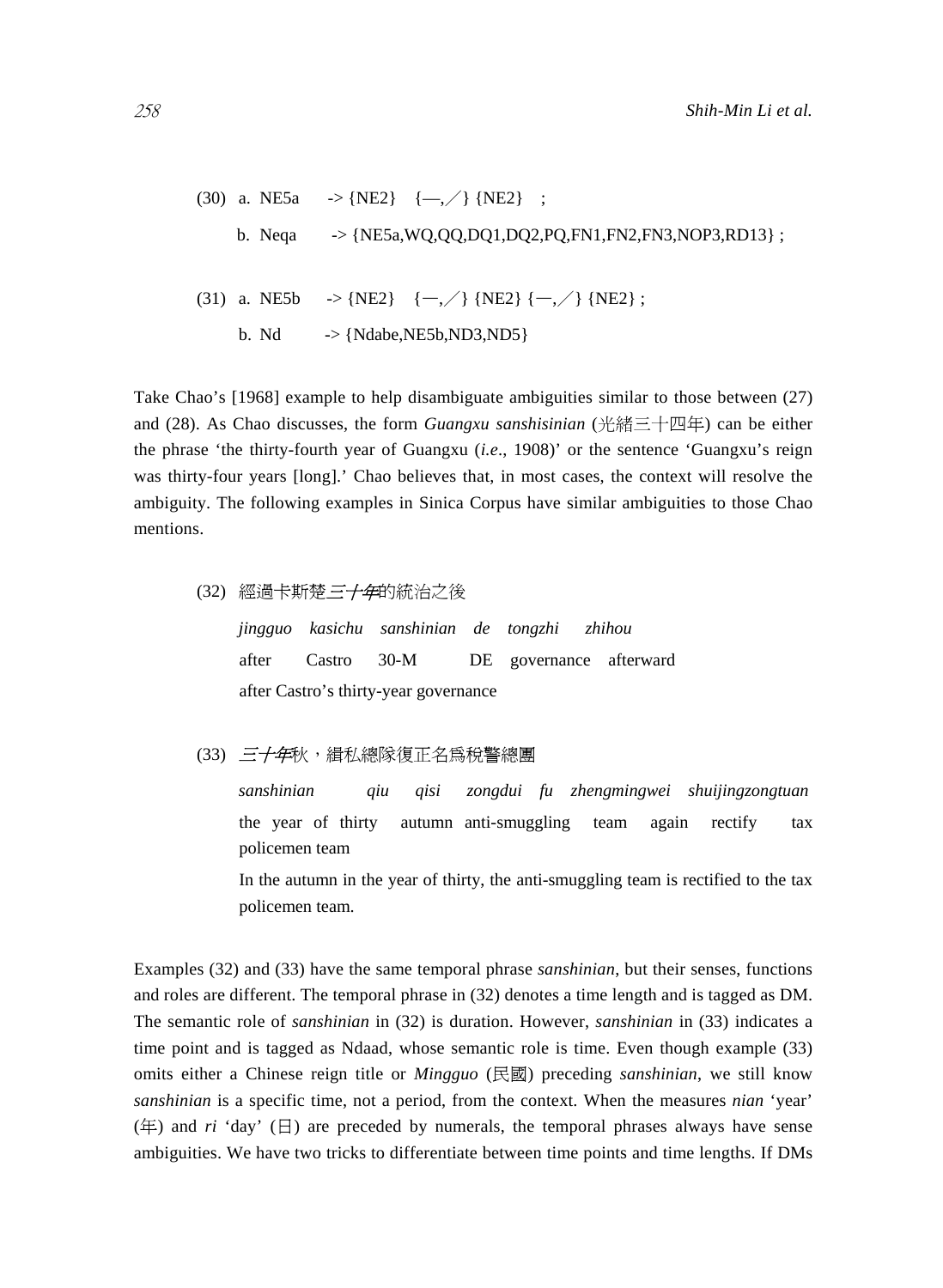(30) a. NE5a -> {NE2} {—,／} {NE2} ;

b. Neqa -> {NE5a,WQ,QQ,DQ1,DQ2,PQ,FN1,FN2,FN3,NOP3,RD13} ;

(31) a. NE5b -> {NE2} {—,／} {NE2} {—,／} {NE2} ;

b. Nd -> {Ndabe,NE5b,ND3,ND5}

Take Chao's [1968] example to help disambiguate ambiguities similar to those between (27) and (28). As Chao discusses, the form *Guangxu sanshisinian* (光緒三十四年) can be either the phrase 'the thirty-fourth year of Guangxu (*i.e*., 1908)' or the sentence 'Guangxu's reign was thirty-four years [long].' Chao believes that, in most cases, the context will resolve the ambiguity. The following examples in Sinica Corpus have similar ambiguities to those Chao mentions.

(32) 經過卡斯楚*三十年*的統治之後

*jingguo kasichu sanshinian de tongzhi zhihou*

after Castro 30-M DE governance afterward

after Castro's thirty-year governance

(33) *三十年*秋，緝私總隊復正名爲稅警總團

*sanshinian qiu qisi zongdui fu zhengmingwei shuijingzongtuan*

the year of thirty autumn anti-smuggling team again rectify tax policemen team

In the autumn in the year of thirty, the anti-smuggling team is rectified to the tax policemen team.

Examples (32) and (33) have the same temporal phrase *sanshinian*, but their senses, functions and roles are different. The temporal phrase in (32) denotes a time length and is tagged as DM. The semantic role of *sanshinian* in (32) is duration. However, *sanshinian* in (33) indicates a time point and is tagged as Ndaad, whose semantic role is time. Even though example (33) omits either a Chinese reign title or *Mingguo* (民國) preceding *sanshinian*, we still know *sanshinian* is a specific time, not a period, from the context. When the measures *nian* 'year' (年) and *ri* 'day' (日) are preceded by numerals, the temporal phrases always have sense ambiguities. We have two tricks to differentiate between time points and time lengths. If DMs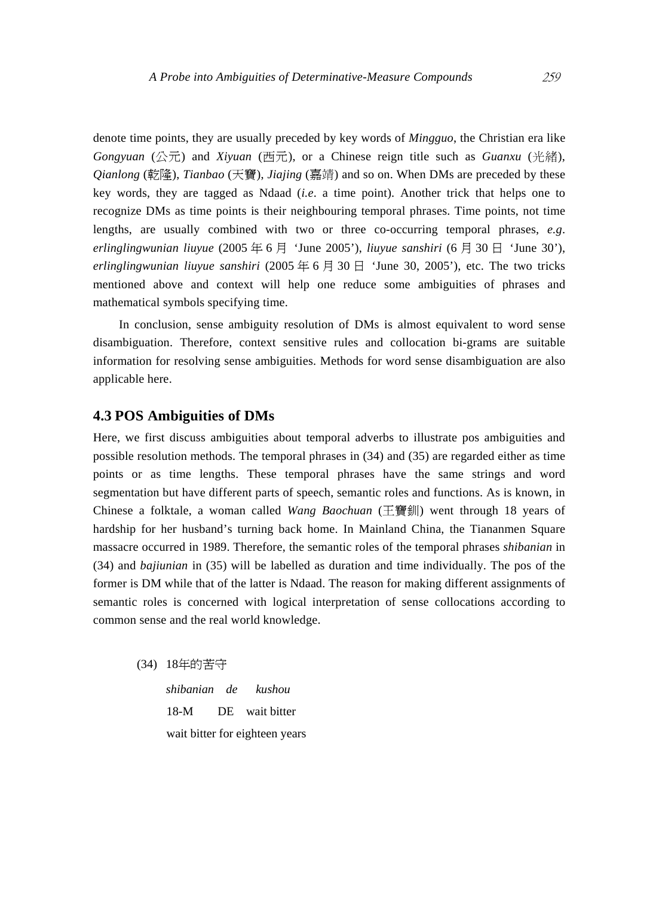denote time points, they are usually preceded by key words of *Mingguo*, the Christian era like *Gongyuan* (公元) and *Xiyuan* (西元), or a Chinese reign title such as *Guanxu* (光緒), *Qianlong* (乾隆), *Tianbao* (天寶), *Jiajing* (嘉靖) and so on. When DMs are preceded by these key words, they are tagged as Ndaad (*i.e*. a time point). Another trick that helps one to recognize DMs as time points is their neighbouring temporal phrases. Time points, not time lengths, are usually combined with two or three co-occurring temporal phrases, *e.g*. *erlinglingwunian liuyue* (2005 年 6 月 'June 2005'), *liuyue sanshiri* (6 月 30 日 'June 30'), *erlinglingwunian liuyue sanshiri* (2005 年 6 月 30 日 'June 30, 2005'), etc. The two tricks mentioned above and context will help one reduce some ambiguities of phrases and mathematical symbols specifying time.

In conclusion, sense ambiguity resolution of DMs is almost equivalent to word sense disambiguation. Therefore, context sensitive rules and collocation bi-grams are suitable information for resolving sense ambiguities. Methods for word sense disambiguation are also applicable here.

### 4.3 POS Ambiguities of DMs

Here, we first discuss ambiguities about temporal adverbs to illustrate pos ambiguities and possible resolution methods. The temporal phrases in (34) and (35) are regarded either as time points or as time lengths. These temporal phrases have the same strings and word segmentation but have different parts of speech, semantic roles and functions. As is known, in Chinese a folktale, a woman called *Wang Baochuan* (王寶釧) went through 18 years of hardship for her husband's turning back home. In Mainland China, the Tiananmen Square massacre occurred in 1989. Therefore, the semantic roles of the temporal phrases *shibanian* in (34) and *bajiunian* in (35) will be labelled as duration and time individually. The pos of the former is DM while that of the latter is Ndaad. The reason for making different assignments of semantic roles is concerned with logical interpretation of sense collocations according to common sense and the real world knowledge.

(34) 18年的苦守

*shibanian de kushou*

18-M DE wait bitter

wait bitter for eighteen years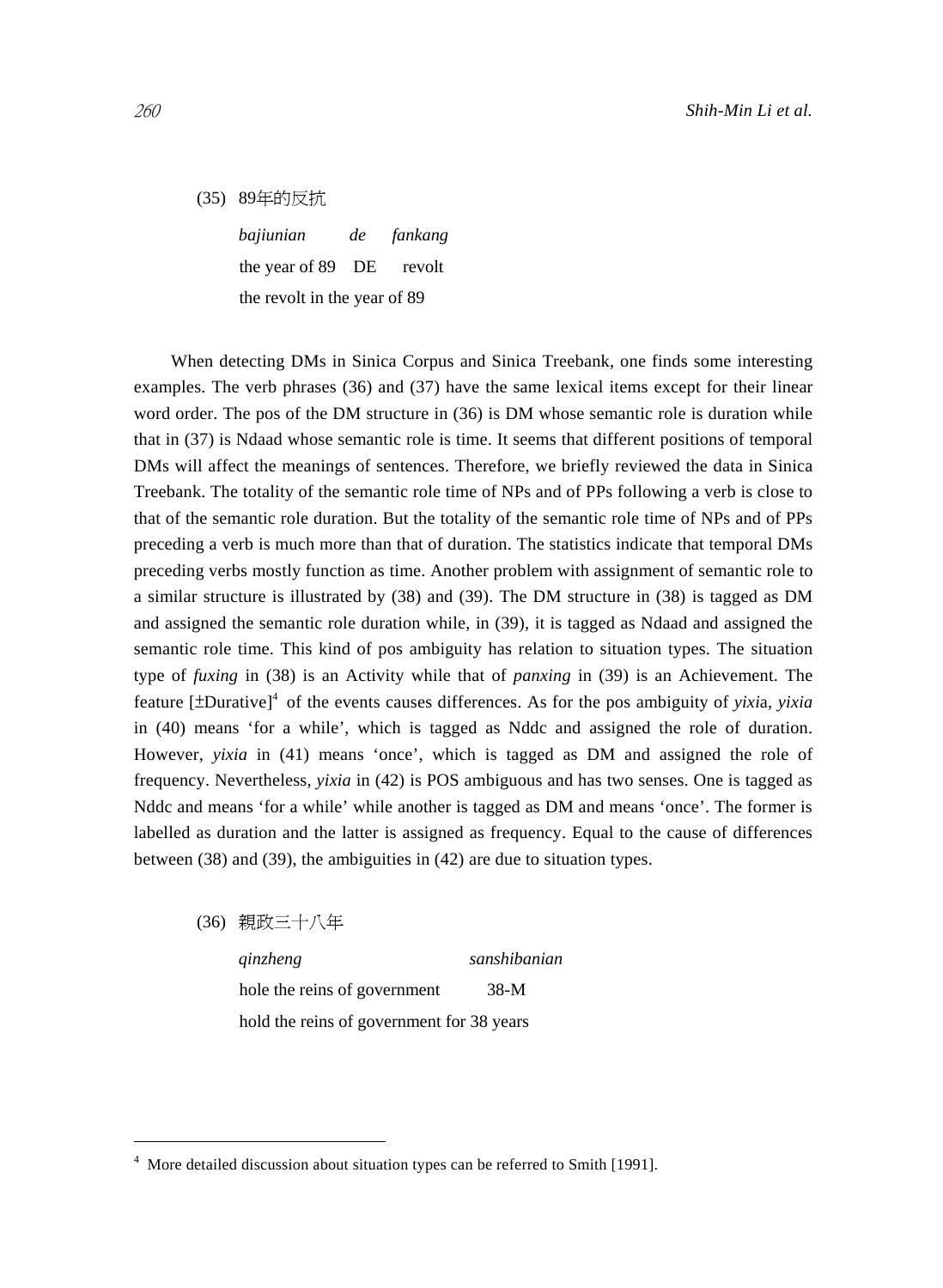(35) 89年的反抗

*bajiunian* *de* *fankang*

the year of 89 DE revolt

the revolt in the year of 89

When detecting DMs in Sinica Corpus and Sinica Treebank, one finds some interesting examples. The verb phrases (36) and (37) have the same lexical items except for their linear word order. The pos of the DM structure in (36) is DM whose semantic role is duration while that in (37) is Ndaad whose semantic role is time. It seems that different positions of temporal DMs will affect the meanings of sentences. Therefore, we briefly reviewed the data in Sinica Treebank. The totality of the semantic role time of NPs and of PPs following a verb is close to that of the semantic role duration. But the totality of the semantic role time of NPs and of PPs preceding a verb is much more than that of duration. The statistics indicate that temporal DMs preceding verbs mostly function as time. Another problem with assignment of semantic role to a similar structure is illustrated by (38) and (39). The DM structure in (38) is tagged as DM and assigned the semantic role duration while, in (39), it is tagged as Ndaad and assigned the semantic role time. This kind of pos ambiguity has relation to situation types. The situation type of *fuxing* in (38) is an Activity while that of *panxing* in (39) is an Achievement. The feature [±Durative][4] of the events causes differences. As for the pos ambiguity of *yixi*a, *yixia* in (40) means 'for a while', which is tagged as Nddc and assigned the role of duration. However, *yixia* in (41) means 'once', which is tagged as DM and assigned the role of frequency. Nevertheless, *yixia* in (42) is POS ambiguous and has two senses. One is tagged as Nddc and means 'for a while' while another is tagged as DM and means 'once'. The former is labelled as duration and the latter is assigned as frequency. Equal to the cause of differences between (38) and (39), the ambiguities in (42) are due to situation types.

(36) 親政三十八年

*qinzheng* *sanshibanian*

hole the reins of government 38-M

hold the reins of government for 38 years

---

[4] More detailed discussion about situation types can be referred to Smith [1991].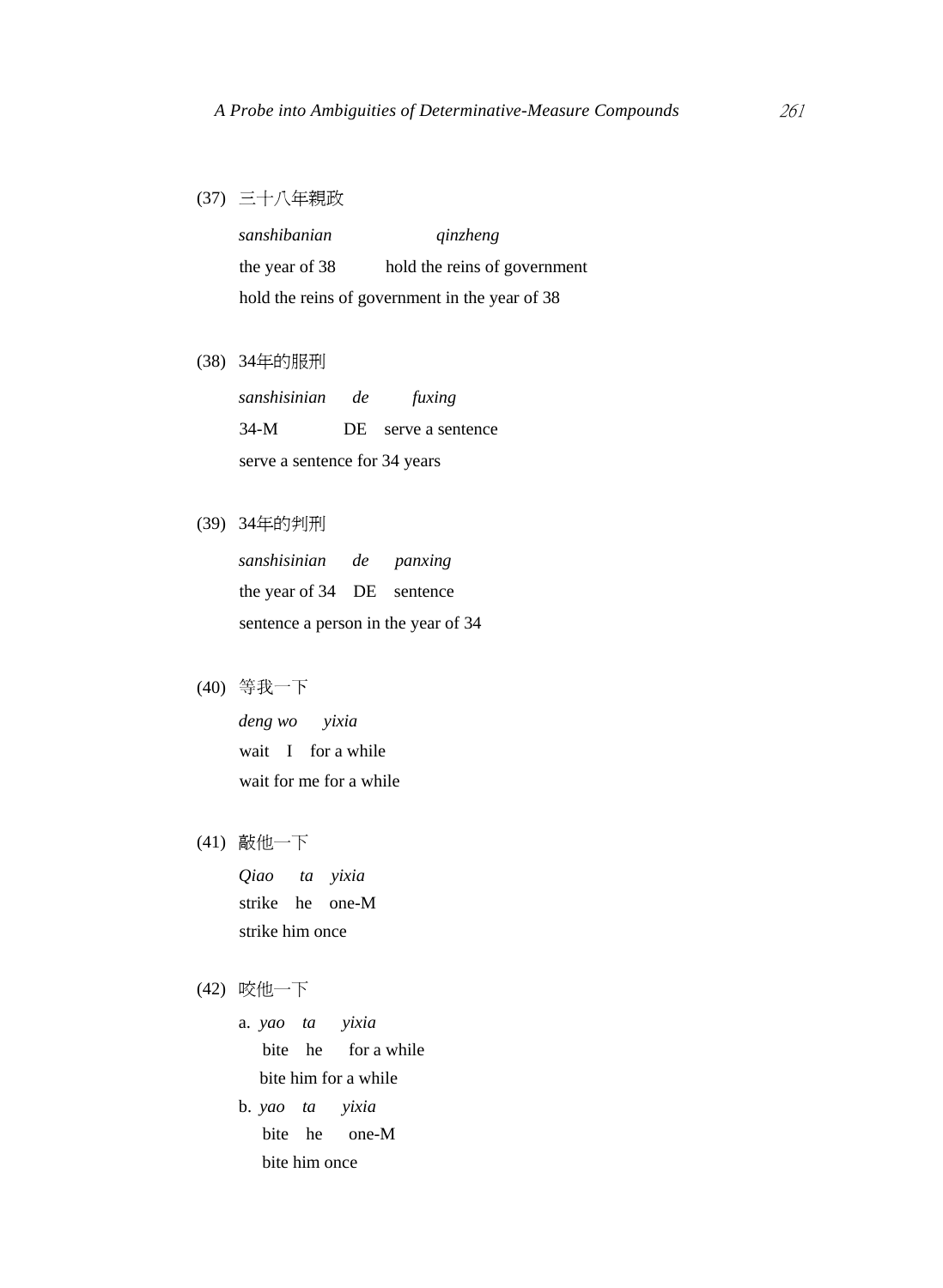(37) 三十八年親政

*sanshibanian* *qinzheng*

the year of 38 hold the reins of government

hold the reins of government in the year of 38

(38) 34年的服刑

*sanshisinian* *de* *fuxing*

34-M DE serve a sentence

serve a sentence for 34 years

(39) 34年的判刑

*sanshisinian* *de* *panxing*

the year of 34 DE sentence

sentence a person in the year of 34

(40) 等我一下

*deng wo* *yixia*

wait I for a while

wait for me for a while

(41) 敲他一下

*Qiao* *ta* *yixia*

strike he one-M

strike him once

(42) 咬他一下

a. *yao* *ta* *yixia*

bite he for a while

bite him for a while

b. *yao* *ta* *yixia*

bite he one-M

bite him once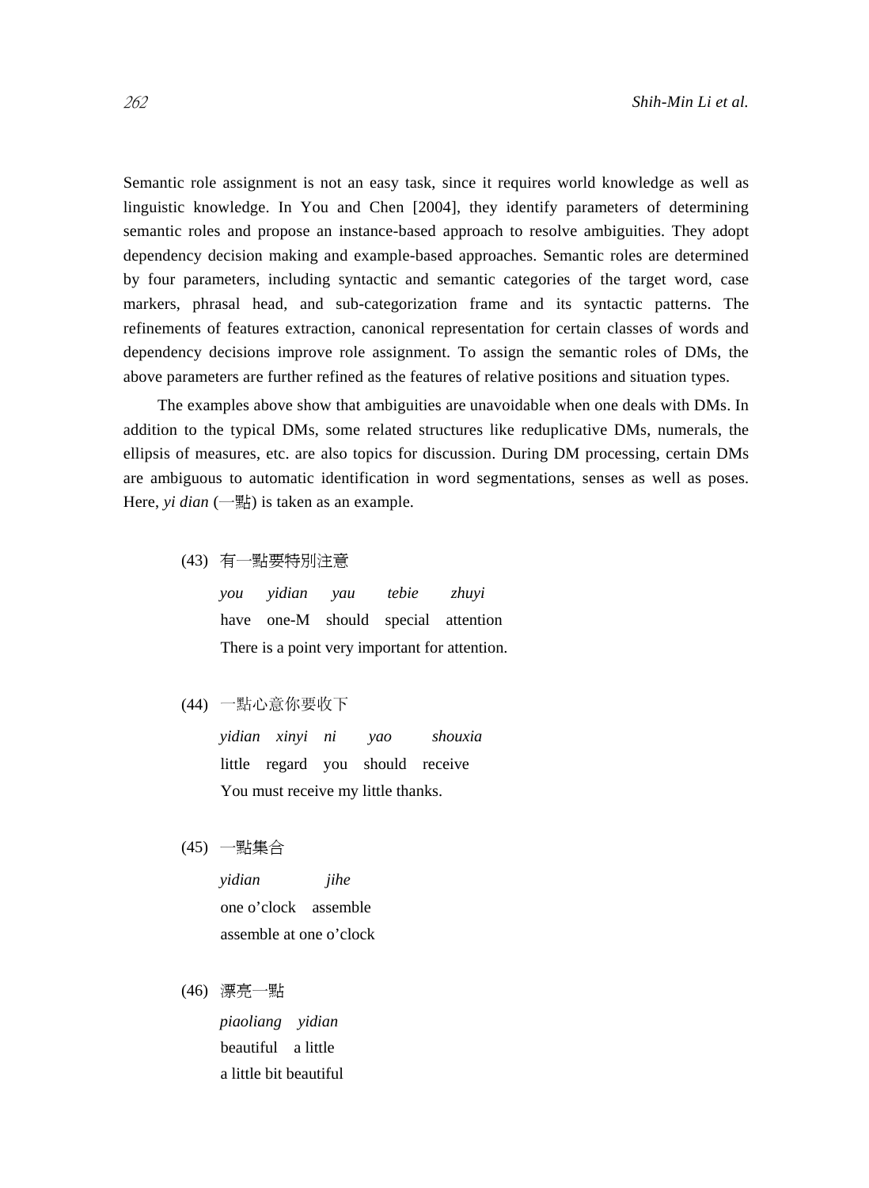Semantic role assignment is not an easy task, since it requires world knowledge as well as linguistic knowledge. In You and Chen [2004], they identify parameters of determining semantic roles and propose an instance-based approach to resolve ambiguities. They adopt dependency decision making and example-based approaches. Semantic roles are determined by four parameters, including syntactic and semantic categories of the target word, case markers, phrasal head, and sub-categorization frame and its syntactic patterns. The refinements of features extraction, canonical representation for certain classes of words and dependency decisions improve role assignment. To assign the semantic roles of DMs, the above parameters are further refined as the features of relative positions and situation types.

The examples above show that ambiguities are unavoidable when one deals with DMs. In addition to the typical DMs, some related structures like reduplicative DMs, numerals, the ellipsis of measures, etc. are also topics for discussion. During DM processing, certain DMs are ambiguous to automatic identification in word segmentations, senses as well as poses. Here, *yi dian* (一點) is taken as an example.

(43) 有一點要特別注意

*you yidian yau tebie zhuyi*

have one-M should special attention

There is a point very important for attention.

(44) 一點心意你要收下

*yidian xinyi ni yao shouxia*

little regard you should receive

You must receive my little thanks.

(45) 一點集合

*yidian jihe*

one o'clock assemble

assemble at one o'clock

(46) 漂亮一點

*piaoliang yidian*

beautiful a little

a little bit beautiful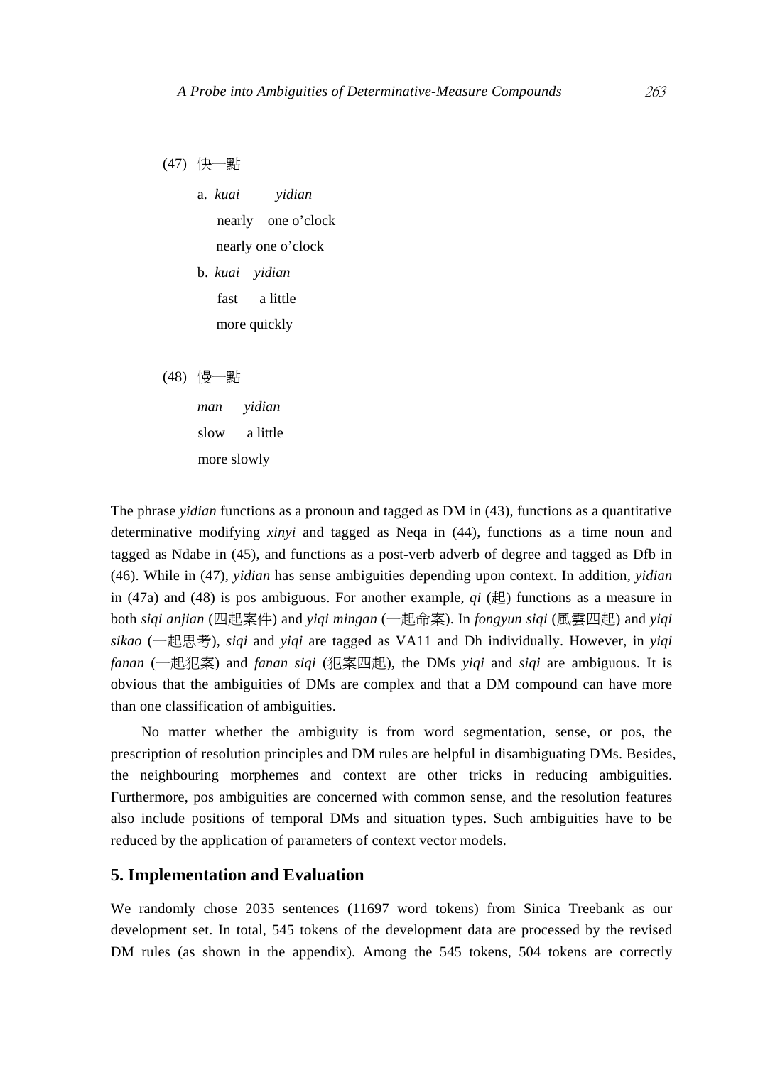(47) 快一點

a. *kuai* *yidian*
nearly one o'clock
nearly one o'clock

b. *kuai* *yidian*
fast a little
more quickly

(48) 慢一點

*man* *yidian*
slow a little
more slowly

The phrase *yidian* functions as a pronoun and tagged as DM in (43), functions as a quantitative determinative modifying *xinyi* and tagged as Neqa in (44), functions as a time noun and tagged as Ndabe in (45), and functions as a post-verb adverb of degree and tagged as Dfb in (46). While in (47), *yidian* has sense ambiguities depending upon context. In addition, *yidian* in (47a) and (48) is pos ambiguous. For another example, *qi* (起) functions as a measure in both *siqi anjian* (四起案件) and *yiqi mingan* (一起命案). In *fongyun siqi* (風雲四起) and *yiqi sikao* (一起思考), *siqi* and *yiqi* are tagged as VA11 and Dh individually. However, in *yiqi fanan* (一起犯案) and *fanan siqi* (犯案四起), the DMs *yiqi* and *siqi* are ambiguous. It is obvious that the ambiguities of DMs are complex and that a DM compound can have more than one classification of ambiguities.

No matter whether the ambiguity is from word segmentation, sense, or pos, the prescription of resolution principles and DM rules are helpful in disambiguating DMs. Besides, the neighbouring morphemes and context are other tricks in reducing ambiguities. Furthermore, pos ambiguities are concerned with common sense, and the resolution features also include positions of temporal DMs and situation types. Such ambiguities have to be reduced by the application of parameters of context vector models.

## 5. Implementation and Evaluation

We randomly chose 2035 sentences (11697 word tokens) from Sinica Treebank as our development set. In total, 545 tokens of the development data are processed by the revised DM rules (as shown in the appendix). Among the 545 tokens, 504 tokens are correctly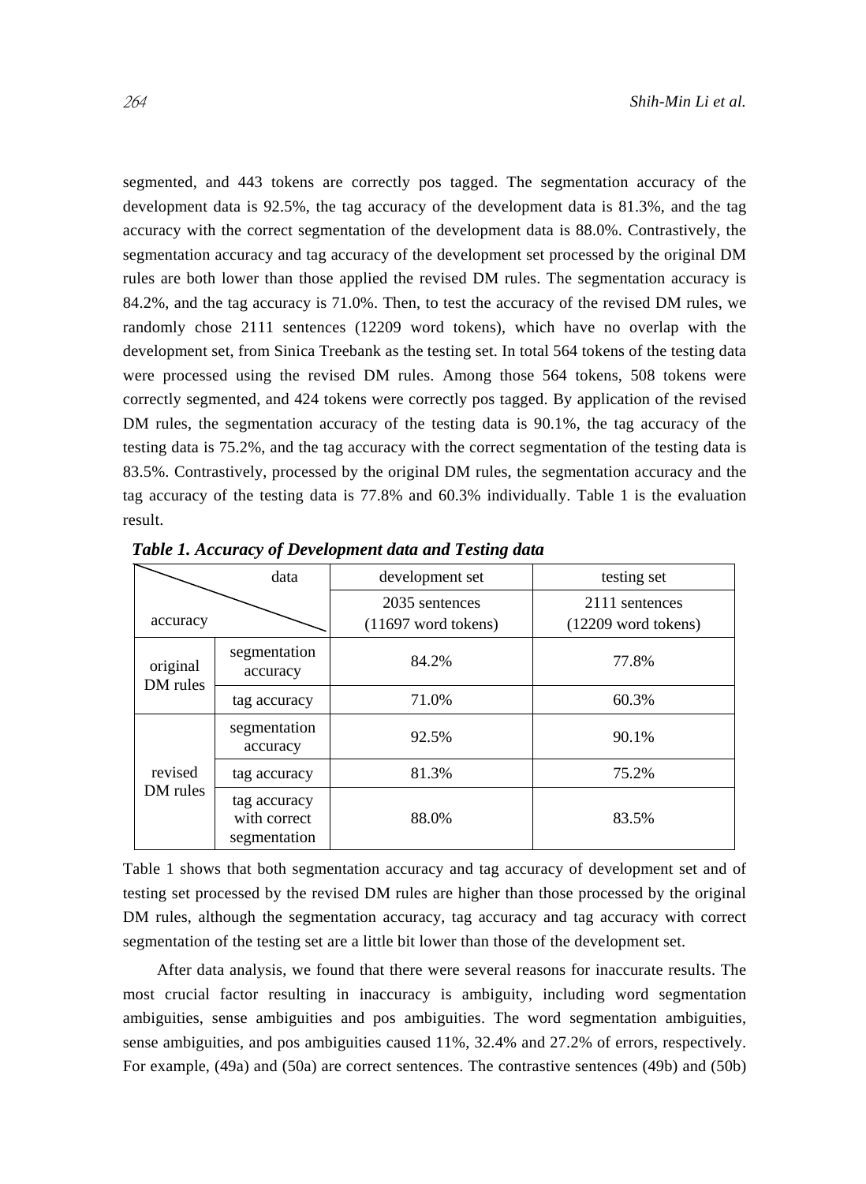segmented, and 443 tokens are correctly pos tagged. The segmentation accuracy of the development data is 92.5%, the tag accuracy of the development data is 81.3%, and the tag accuracy with the correct segmentation of the development data is 88.0%. Contrastively, the segmentation accuracy and tag accuracy of the development set processed by the original DM rules are both lower than those applied the revised DM rules. The segmentation accuracy is 84.2%, and the tag accuracy is 71.0%. Then, to test the accuracy of the revised DM rules, we randomly chose 2111 sentences (12209 word tokens), which have no overlap with the development set, from Sinica Treebank as the testing set. In total 564 tokens of the testing data were processed using the revised DM rules. Among those 564 tokens, 508 tokens were correctly segmented, and 424 tokens were correctly pos tagged. By application of the revised DM rules, the segmentation accuracy of the testing data is 90.1%, the tag accuracy of the testing data is 75.2%, and the tag accuracy with the correct segmentation of the testing data is 83.5%. Contrastively, processed by the original DM rules, the segmentation accuracy and the tag accuracy of the testing data is 77.8% and 60.3% individually. Table 1 is the evaluation result.

***Table 1. Accuracy of Development data and Testing data***

| accuracy \ data | | development set<br>2035 sentences<br>(11697 word tokens) | testing set<br>2111 sentences<br>(12209 word tokens) |
|---|---|---|---|
| original DM rules | segmentation accuracy | 84.2% | 77.8% |
| | tag accuracy | 71.0% | 60.3% |
| revised DM rules | segmentation accuracy | 92.5% | 90.1% |
| | tag accuracy | 81.3% | 75.2% |
| | tag accuracy with correct segmentation | 88.0% | 83.5% |

Table 1 shows that both segmentation accuracy and tag accuracy of development set and of testing set processed by the revised DM rules are higher than those processed by the original DM rules, although the segmentation accuracy, tag accuracy and tag accuracy with correct segmentation of the testing set are a little bit lower than those of the development set.

After data analysis, we found that there were several reasons for inaccurate results. The most crucial factor resulting in inaccuracy is ambiguity, including word segmentation ambiguities, sense ambiguities and pos ambiguities. The word segmentation ambiguities, sense ambiguities, and pos ambiguities caused 11%, 32.4% and 27.2% of errors, respectively. For example, (49a) and (50a) are correct sentences. The contrastive sentences (49b) and (50b)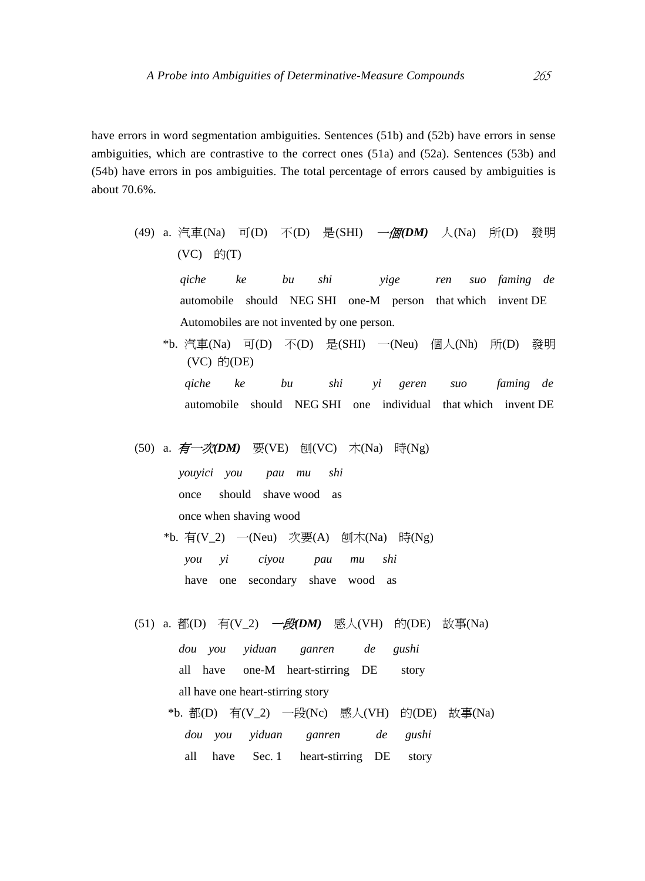have errors in word segmentation ambiguities. Sentences (51b) and (52b) have errors in sense ambiguities, which are contrastive to the correct ones (51a) and (52a). Sentences (53b) and (54b) have errors in pos ambiguities. The total percentage of errors caused by ambiguities is about 70.6%.

(49) a. 汽車(Na) 可(D) 不(D) 是(SHI) ***一個(DM)*** 人(Na) 所(D) 發明(VC) 的(T)

*qiche ke bu shi yige ren suo faming de*

automobile should NEG SHI one-M person that which invent DE

Automobiles are not invented by one person.

*b. 汽車(Na) 可(D) 不(D) 是(SHI) 一(Neu) 個人(Nh) 所(D) 發明(VC) 的(DE)

*qiche ke bu shi yi geren suo faming de*

automobile should NEG SHI one individual that which invent DE

(50) a. ***有一次(DM)*** 要(VE) 刨(VC) 木(Na) 時(Ng)

*youyici you pau mu shi*

once should shave wood as

once when shaving wood

*b. 有(V_2) 一(Neu) 次要(A) 刨木(Na) 時(Ng)

*you yi ciyou pau mu shi*

have one secondary shave wood as

(51) a. 都(D) 有(V_2) ***一段(DM)*** 感人(VH) 的(DE) 故事(Na)

*dou you yiduan ganren de gushi*

all have one-M heart-stirring DE story

all have one heart-stirring story

*b. 都(D) 有(V_2) 一段(Nc) 感人(VH) 的(DE) 故事(Na)

*dou you yiduan ganren de gushi*

all have Sec. 1 heart-stirring DE story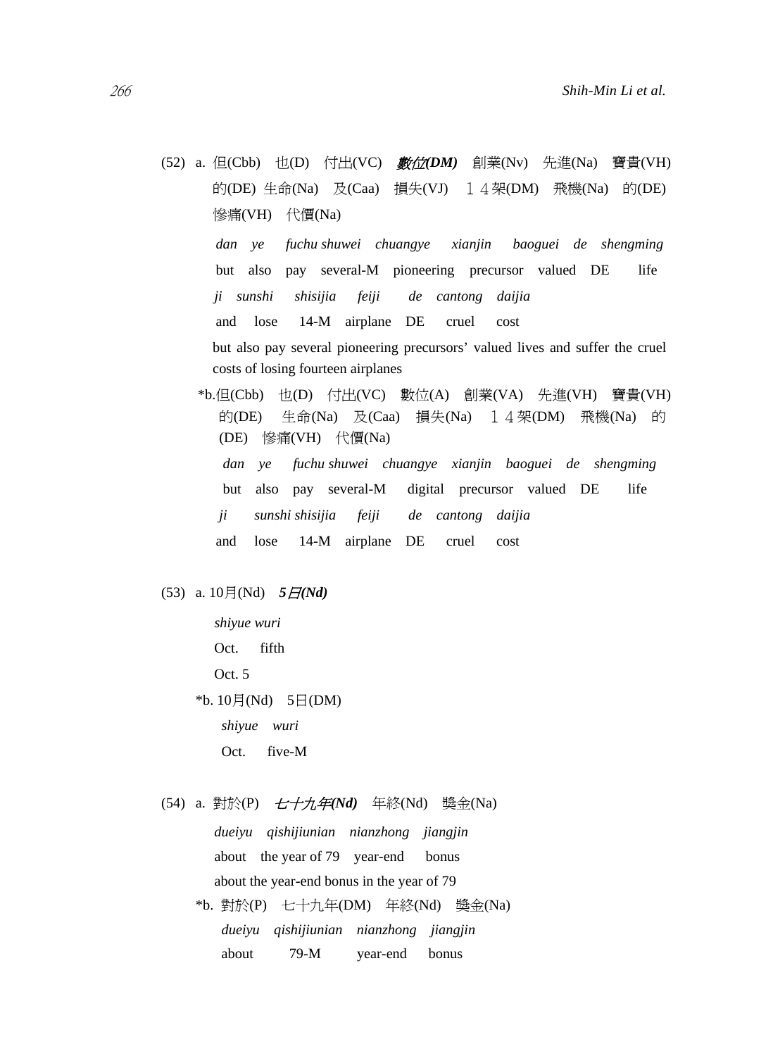(52) a. 但(Cbb) 也(D) 付出(VC) ***數位(DM)*** 創業(Nv) 先進(Na) 寶貴(VH) 的(DE) 生命(Na) 及(Caa) 損失(VJ) １４架(DM) 飛機(Na) 的(DE) 慘痛(VH) 代價(Na)

*dan ye fuchu shuwei chuangye xianjin baoguei de shengming*

but also pay several-M pioneering precursor valued DE life

*ji sunshi shisijia feiji de cantong daijia*

and lose 14-M airplane DE cruel cost

but also pay several pioneering precursors' valued lives and suffer the cruel costs of losing fourteen airplanes

*b.但(Cbb) 也(D) 付出(VC) 數位(A) 創業(VA) 先進(VH) 寶貴(VH) 的(DE) 生命(Na) 及(Caa) 損失(Na) １４架(DM) 飛機(Na) 的(DE) 慘痛(VH) 代價(Na)

*dan ye fuchu shuwei chuangye xianjin baoguei de shengming*

but also pay several-M digital precursor valued DE life

*ji sunshi shisijia feiji de cantong daijia*

and lose 14-M airplane DE cruel cost

(53) a. 10月(Nd) ***5日(Nd)***

*shiyue wuri*

Oct. fifth

Oct. 5

*b. 10月(Nd) 5日(DM)

*shiyue wuri*

Oct. five-M

(54) a. 對於(P) ***七十九年(Nd)*** 年終(Nd) 獎金(Na)

*dueiyu qishijiunian nianzhong jiangjin*

about the year of 79 year-end bonus

about the year-end bonus in the year of 79

*b. 對於(P) 七十九年(DM) 年終(Nd) 獎金(Na)

*dueiyu qishijiunian nianzhong jiangjin*

about 79-M year-end bonus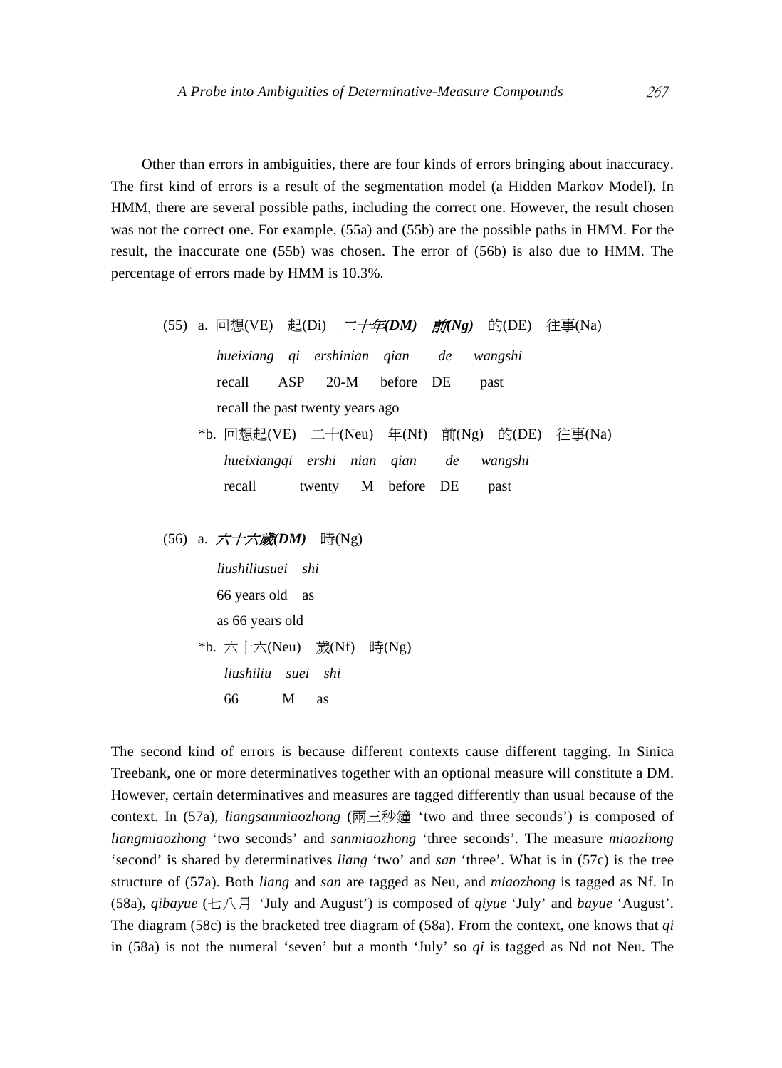Other than errors in ambiguities, there are four kinds of errors bringing about inaccuracy. The first kind of errors is a result of the segmentation model (a Hidden Markov Model). In HMM, there are several possible paths, including the correct one. However, the result chosen was not the correct one. For example, (55a) and (55b) are the possible paths in HMM. For the result, the inaccurate one (55b) was chosen. The error of (56b) is also due to HMM. The percentage of errors made by HMM is 10.3%.

(55) a. 回想(VE) 起(Di) ***二十年(DM)*** ***前(Ng)*** 的(DE) 往事(Na)

*hueixiang qi ershinian qian de wangshi*

recall ASP 20-M before DE past

recall the past twenty years ago

*b. 回想起(VE) 二十(Neu) 年(Nf) 前(Ng) 的(DE) 往事(Na)

*hueixiangqi ershi nian qian de wangshi*

recall twenty M before DE past

(56) a. ***六十六歲(DM)*** 時(Ng)

*liushiliusuei shi*

66 years old as

as 66 years old

*b. 六十六(Neu) 歲(Nf) 時(Ng)

*liushiliu suei shi*

66 M as

The second kind of errors is because different contexts cause different tagging. In Sinica Treebank, one or more determinatives together with an optional measure will constitute a DM. However, certain determinatives and measures are tagged differently than usual because of the context. In (57a), *liangsanmiaozhong* (兩三秒鐘 'two and three seconds') is composed of *liangmiaozhong* 'two seconds' and *sanmiaozhong* 'three seconds'. The measure *miaozhong* 'second' is shared by determinatives *liang* 'two' and *san* 'three'. What is in (57c) is the tree structure of (57a). Both *liang* and *san* are tagged as Neu, and *miaozhong* is tagged as Nf. In (58a), *qibayue* (七八月 'July and August') is composed of *qiyue* 'July' and *bayue* 'August'. The diagram (58c) is the bracketed tree diagram of (58a). From the context, one knows that *qi* in (58a) is not the numeral 'seven' but a month 'July' so *qi* is tagged as Nd not Neu. The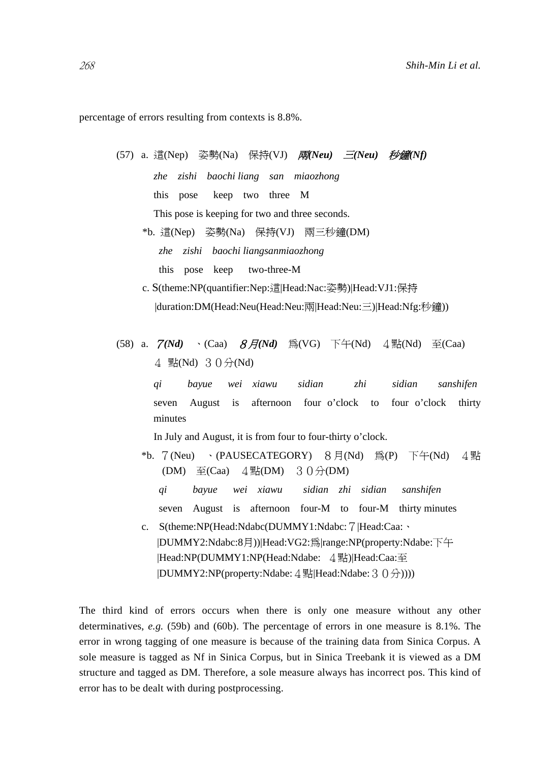percentage of errors resulting from contexts is 8.8%.

(57) a. 這(Nep) 姿勢(Na) 保持(VJ) ***兩(Neu) 三(Neu) 秒鐘(Nf)***

*zhe zishi baochi liang san miaozhong*

this pose keep two three M

This pose is keeping for two and three seconds.

*b. 這(Nep) 姿勢(Na) 保持(VJ) 兩三秒鐘(DM)

*zhe zishi baochi liangsanmiaozhong*

this pose keep two-three-M

c. S(theme:NP(quantifier:Nep:這|Head:Nac:姿勢)|Head:VJ1:保持
|duration:DM(Head:Neu(Head:Neu:兩|Head:Neu:三)|Head:Nfg:秒鐘))

(58) a. ***７(Nd)*** 、(Caa) ***８月(Nd)*** 爲(VG) 下午(Nd) ４點(Nd) 至(Caa) ４ 點(Nd) ３０分(Nd)

*qi bayue wei xiawu sidian zhi sidian sanshifen*

seven August is afternoon four o'clock to four o'clock thirty minutes

In July and August, it is from four to four-thirty o'clock.

*b. ７(Neu) 、(PAUSECATEGORY) ８月(Nd) 爲(P) 下午(Nd) ４點(DM) 至(Caa) ４點(DM) ３０分(DM)

*qi bayue wei xiawu sidian zhi sidian sanshifen*

seven August is afternoon four-M to four-M thirty minutes

c. S(theme:NP(Head:Ndabc(DUMMY1:Ndabc:７|Head:Caa:、
|DUMMY2:Ndabc:8月))|Head:VG2:爲|range:NP(property:Ndabe:下午
|Head:NP(DUMMY1:NP(Head:Ndabe: ４點)|Head:Caa:至
|DUMMY2:NP(property:Ndabe:４點|Head:Ndabe:３０分))))

The third kind of errors occurs when there is only one measure without any other determinatives, *e.g.* (59b) and (60b). The percentage of errors in one measure is 8.1%. The error in wrong tagging of one measure is because of the training data from Sinica Corpus. A sole measure is tagged as Nf in Sinica Corpus, but in Sinica Treebank it is viewed as a DM structure and tagged as DM. Therefore, a sole measure always has incorrect pos. This kind of error has to be dealt with during postprocessing.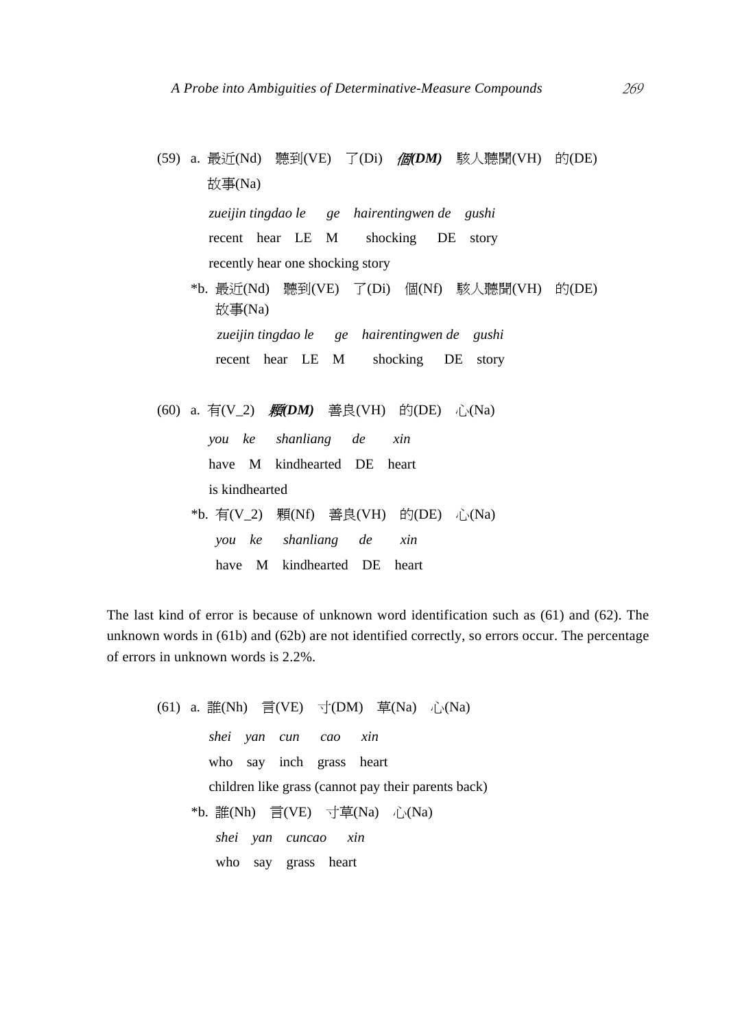(59) a. 最近(Nd) 聽到(VE) 了(Di) ***個(DM)*** 駭人聽聞(VH) 的(DE) 故事(Na)

*zueijin tingdao le ge hairentingwen de gushi*

recent hear LE M shocking DE story

recently hear one shocking story

*b. 最近(Nd) 聽到(VE) 了(Di) 個(Nf) 駭人聽聞(VH) 的(DE) 故事(Na)

*zueijin tingdao le ge hairentingwen de gushi*

recent hear LE M shocking DE story

(60) a. 有(V_2) ***顆(DM)*** 善良(VH) 的(DE) 心(Na)

*you ke shanliang de xin*

have M kindhearted DE heart

is kindhearted

*b. 有(V_2) 顆(Nf) 善良(VH) 的(DE) 心(Na)

*you ke shanliang de xin*

have M kindhearted DE heart

The last kind of error is because of unknown word identification such as (61) and (62). The unknown words in (61b) and (62b) are not identified correctly, so errors occur. The percentage of errors in unknown words is 2.2%.

(61) a. 誰(Nh) 言(VE) 寸(DM) 草(Na) 心(Na)

*shei yan cun cao xin*

who say inch grass heart

children like grass (cannot pay their parents back)

*b. 誰(Nh) 言(VE) 寸草(Na) 心(Na)

*shei yan cuncao xin*

who say grass heart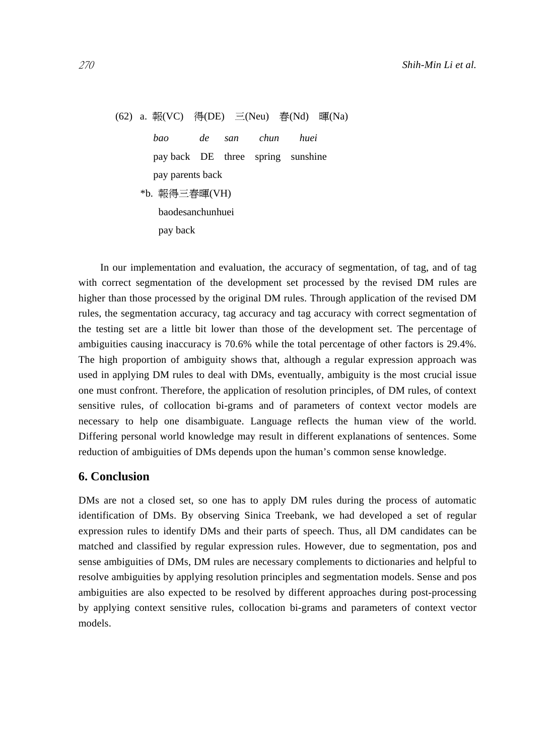(62) a. 報(VC) 得(DE) 三(Neu) 春(Nd) 暉(Na)

*bao de san chun huei*

pay back DE three spring sunshine

pay parents back

*b. 報得三春暉(VH)

baodesanchunhuei

pay back

In our implementation and evaluation, the accuracy of segmentation, of tag, and of tag with correct segmentation of the development set processed by the revised DM rules are higher than those processed by the original DM rules. Through application of the revised DM rules, the segmentation accuracy, tag accuracy and tag accuracy with correct segmentation of the testing set are a little bit lower than those of the development set. The percentage of ambiguities causing inaccuracy is 70.6% while the total percentage of other factors is 29.4%. The high proportion of ambiguity shows that, although a regular expression approach was used in applying DM rules to deal with DMs, eventually, ambiguity is the most crucial issue one must confront. Therefore, the application of resolution principles, of DM rules, of context sensitive rules, of collocation bi-grams and of parameters of context vector models are necessary to help one disambiguate. Language reflects the human view of the world. Differing personal world knowledge may result in different explanations of sentences. Some reduction of ambiguities of DMs depends upon the human's common sense knowledge.

## 6. Conclusion

DMs are not a closed set, so one has to apply DM rules during the process of automatic identification of DMs. By observing Sinica Treebank, we had developed a set of regular expression rules to identify DMs and their parts of speech. Thus, all DM candidates can be matched and classified by regular expression rules. However, due to segmentation, pos and sense ambiguities of DMs, DM rules are necessary complements to dictionaries and helpful to resolve ambiguities by applying resolution principles and segmentation models. Sense and pos ambiguities are also expected to be resolved by different approaches during post-processing by applying context sensitive rules, collocation bi-grams and parameters of context vector models.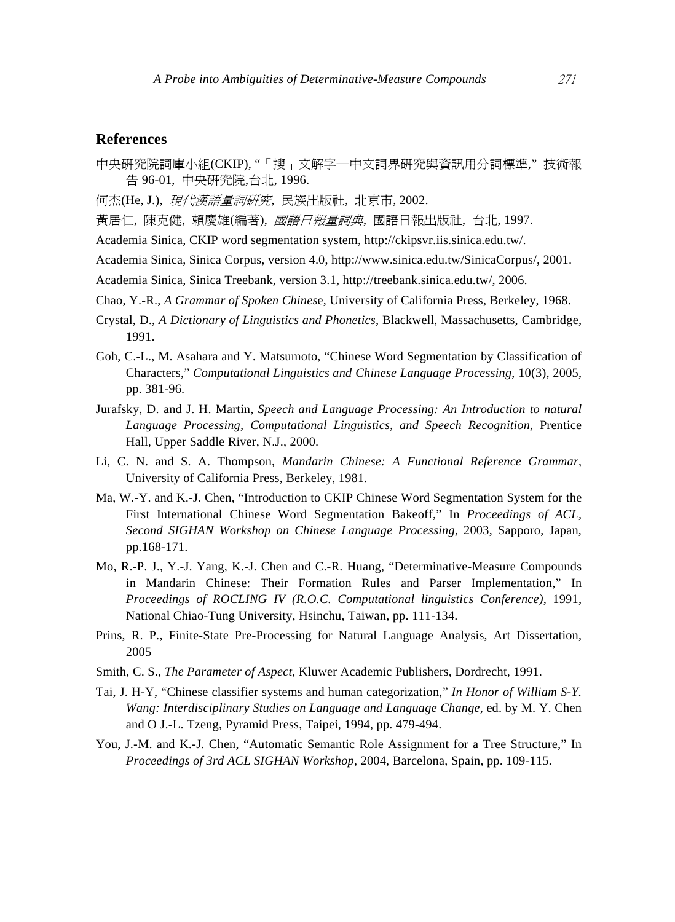## References

中央研究院詞庫小組(CKIP), "「搜」文解字—中文詞界研究與資訊用分詞標準," 技術報告 96-01, 中央研究院,台北, 1996.

何杰(He, J.), *現代漢語量詞研究*, 民族出版社, 北京市, 2002.

黃居仁, 陳克健, 賴慶雄(編著), *國語日報量詞典*, 國語日報出版社, 台北, 1997.

Academia Sinica, CKIP word segmentation system, http://ckipsvr.iis.sinica.edu.tw/.

Academia Sinica, Sinica Corpus, version 4.0, http://www.sinica.edu.tw/SinicaCorpus/, 2001.

Academia Sinica, Sinica Treebank, version 3.1, http://treebank.sinica.edu.tw/, 2006.

Chao, Y.-R., *A Grammar of Spoken Chinese*, University of California Press, Berkeley, 1968.

Crystal, D., *A Dictionary of Linguistics and Phonetics*, Blackwell, Massachusetts, Cambridge, 1991.

Goh, C.-L., M. Asahara and Y. Matsumoto, "Chinese Word Segmentation by Classification of Characters," *Computational Linguistics and Chinese Language Processing*, 10(3), 2005, pp. 381-96.

Jurafsky, D. and J. H. Martin, *Speech and Language Processing: An Introduction to natural Language Processing, Computational Linguistics, and Speech Recognition*, Prentice Hall, Upper Saddle River, N.J., 2000.

Li, C. N. and S. A. Thompson, *Mandarin Chinese: A Functional Reference Grammar*, University of California Press, Berkeley, 1981.

Ma, W.-Y. and K.-J. Chen, "Introduction to CKIP Chinese Word Segmentation System for the First International Chinese Word Segmentation Bakeoff," In *Proceedings of ACL, Second SIGHAN Workshop on Chinese Language Processing*, 2003, Sapporo, Japan, pp.168-171.

Mo, R.-P. J., Y.-J. Yang, K.-J. Chen and C.-R. Huang, "Determinative-Measure Compounds in Mandarin Chinese: Their Formation Rules and Parser Implementation," In *Proceedings of ROCLING IV (R.O.C. Computational linguistics Conference)*, 1991, National Chiao-Tung University, Hsinchu, Taiwan, pp. 111-134.

Prins, R. P., Finite-State Pre-Processing for Natural Language Analysis, Art Dissertation, 2005

Smith, C. S., *The Parameter of Aspect*, Kluwer Academic Publishers, Dordrecht, 1991.

Tai, J. H-Y, "Chinese classifier systems and human categorization," *In Honor of William S-Y. Wang: Interdisciplinary Studies on Language and Language Change*, ed. by M. Y. Chen and O J.-L. Tzeng, Pyramid Press, Taipei, 1994, pp. 479-494.

You, J.-M. and K.-J. Chen, "Automatic Semantic Role Assignment for a Tree Structure," In *Proceedings of 3rd ACL SIGHAN Workshop*, 2004, Barcelona, Spain, pp. 109-115.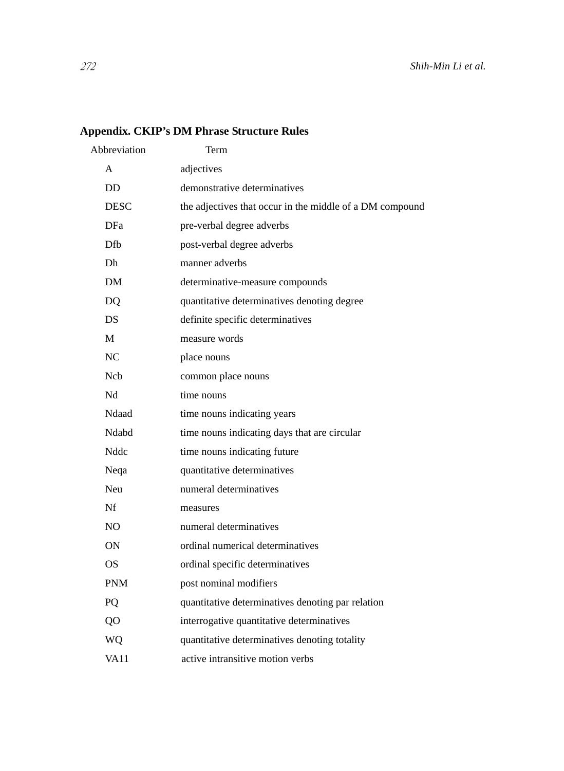## Appendix. CKIP's DM Phrase Structure Rules

| Abbreviation | Term |
|---|---|
| A | adjectives |
| DD | demonstrative determinatives |
| DESC | the adjectives that occur in the middle of a DM compound |
| DFa | pre-verbal degree adverbs |
| Dfb | post-verbal degree adverbs |
| Dh | manner adverbs |
| DM | determinative-measure compounds |
| DQ | quantitative determinatives denoting degree |
| DS | definite specific determinatives |
| M | measure words |
| NC | place nouns |
| Ncb | common place nouns |
| Nd | time nouns |
| Ndaad | time nouns indicating years |
| Ndabd | time nouns indicating days that are circular |
| Nddc | time nouns indicating future |
| Neqa | quantitative determinatives |
| Neu | numeral determinatives |
| Nf | measures |
| NO | numeral determinatives |
| ON | ordinal numerical determinatives |
| OS | ordinal specific determinatives |
| PNM | post nominal modifiers |
| PQ | quantitative determinatives denoting par relation |
| QO | interrogative quantitative determinatives |
| WQ | quantitative determinatives denoting totality |
| VA11 | active intransitive motion verbs |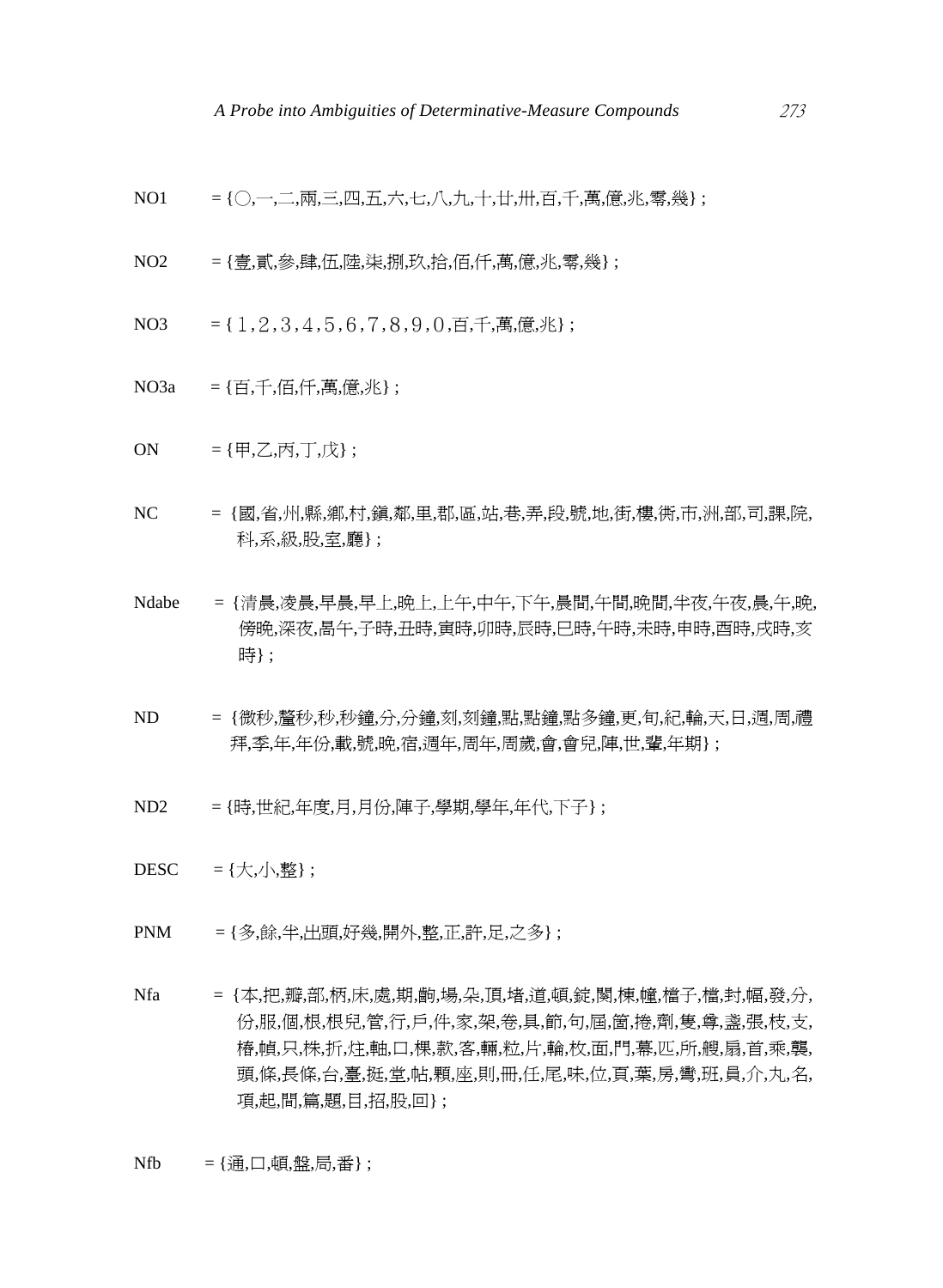NO1 = {〇,一,二,兩,三,四,五,六,七,八,九,十,廿,卅,百,千,萬,億,兆,零,幾} ;

NO2 = {壹,貳,參,肆,伍,陸,柒,捌,玖,拾,佰,仟,萬,億,兆,零,幾} ;

NO3 = { 1 , 2 , 3 , 4 , 5 , 6 , 7 , 8 , 9 , 0 ,百,千,萬,億,兆} ;

NO3a = {百,千,佰,仟,萬,億,兆} ;

ON = {甲,乙,丙,丁,戊} ;

NC = {國,省,州,縣,鄉,村,鎮,鄰,里,郡,區,站,巷,弄,段,號,地,街,樓,衖,市,洲,部,司,課,院,科,系,級,股,室,廳} ;

Ndabe = {清晨,凌晨,早晨,早上,晚上,上午,中午,下午,晨間,午間,晚間,半夜,午夜,晨,午,晚,傍晚,深夜,晌午,子時,丑時,寅時,卯時,辰時,巳時,午時,未時,申時,酉時,戌時,亥時} ;

ND = {微秒,釐秒,秒,秒鐘,分,分鐘,刻,刻鐘,點,點鐘,點多鐘,更,旬,紀,輪,天,日,週,周,禮拜,季,年,年份,載,號,晚,宿,週年,周年,周歲,會,會兒,陣,世,輩,年期} ;

ND2 = {時,世紀,年度,月,月份,陣子,學期,學年,年代,下子} ;

DESC = {大,小,整} ;

PNM = {多,餘,半,出頭,好幾,開外,整,正,許,足,之多} ;

Nfa = {本,把,瓣,部,柄,床,處,期,齣,場,朵,頂,堵,道,頓,錠,闋,棟,幢,檔子,檔,封,幅,發,分,份,服,個,根,根兒,管,行,戶,件,家,架,卷,具,節,句,屆,箇,捲,劑,隻,尊,盞,張,枝,支,樁,幀,只,株,折,炷,軸,口,棵,款,客,輛,粒,片,輪,枚,面,門,幕,匹,所,艘,扇,首,乘,襲,頭,條,長條,台,臺,挺,堂,帖,顆,座,則,冊,任,尾,味,位,頁,葉,房,彎,班,員,介,丸,名,項,起,間,篇,題,目,招,股,回} ;

Nfb = {通,口,頓,盤,局,番} ;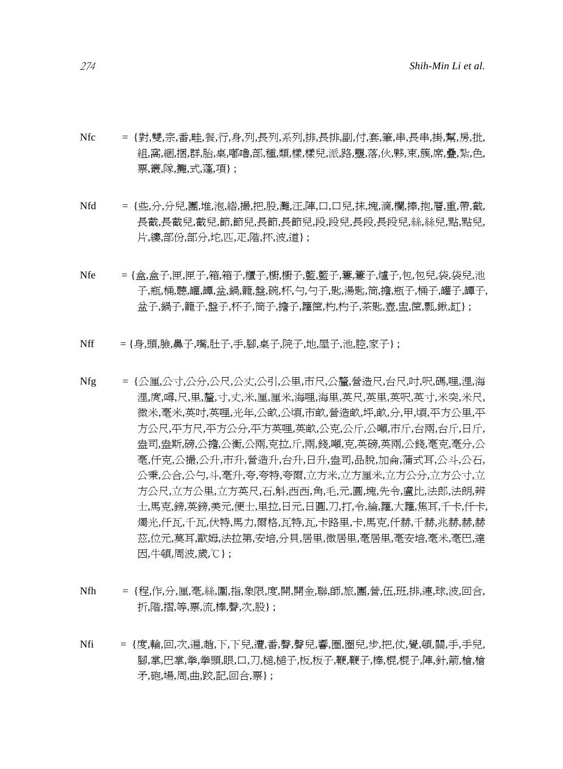Nfc = {對,雙,宗,番,畦,餐,行,身,列,長列,系列,排,長排,副,付,套,筆,串,長串,掛,幫,房,批,組,窩,綑,捆,群,胎,桌,嘟嚕,部,種,類,樣,樣兒,派,路,壟,落,伙,夥,束,簇,席,疊,紮,色,票,叢,隊,攤,式,蓬,項};

Nfd = {些,分,分兒,團,堆,泡,綹,撮,把,股,灘,汪,陣,口,口兒,抹,塊,滴,欄,捧,抱,層,重,帶,截,長截,長截兒,截兒,節,節兒,長節,長節兒,段,段兒,長段,長段兒,絲,絲兒,點,點兒,片,縷,部份,部分,坨,匹,疋,階,抔,波,道};

Nfe = {盒,盒子,匣,匣子,箱,箱子,櫃子,櫥,櫥子,籃,籃子,簍,簍子,爐子,包,包兒,袋,袋兒,池子,瓶,桶,聽,罐,罈,盆,鍋,籠,盤,碗,杯,勺,勺子,匙,湯匙,筒,擔,瓶子,桶子,罐子,罈子,盆子,鍋子,籠子,盤子,杯子,筒子,擔子,籮筐,杓,杓子,茶匙,壺,盅,筐,瓢,鍬,缸};

Nff = {身,頭,臉,鼻子,嘴,肚子,手,腳,桌子,院子,地,屋子,池,腔,家子};

Nfg = {公厘,公寸,公分,公尺,公丈,公引,公里,市尺,公釐,營造尺,台尺,吋,呎,碼,哩,浬,海浬,庹,噚,尺,里,釐,寸,丈,米,厘,厘米,海哩,海里,英尺,英里,英呎,英寸,米突,米尺,微米,毫米,英吋,英哩,光年,公畝,公頃,市畝,營造畝,坪,畝,分,甲,頃,平方公里,平方公尺,平方尺,平方公分,平方英哩,英畝,公克,公斤,公噸,市斤,台兩,台斤,日斤,盎司,盎斯,磅,公擔,公衡,公兩,克拉,斤,兩,錢,噸,克,英磅,英兩,公錢,毫克,毫分,公毫,仟克,公撮,公升,市升,營造升,台升,日升,盎司,品脫,加侖,蒲式耳,公斗,公石,公秉,公合,公勺,斗,毫升,夸,夸特,夸爾,立方米,立方厘米,立方公分,立方公寸,立方公尺,立方公里,立方英尺,石,斛,西西,角,毛,元,圓,塊,先令,盧比,法郎,法朗,辨士,馬克,鎊,英鎊,美元,便士,里拉,日元,日圓,刀,打,令,綸,籮,大籮,焦耳,千卡,仟卡,燭光,仟瓦,千瓦,伏特,馬力,爾格,瓦特,瓦,卡路里,卡,馬克,仟赫,千赫,兆赫,赫,赫茲,位元,莫耳,歐姆,法拉第,安培,分貝,居里,微居里,毫居里,毫安培,毫米,毫巴,達因,牛頓,周波,歲,℃};

Nfh = {程,作,分,厘,毫,絲,圍,指,象限,度,開,開金,聯,師,旅,團,營,伍,班,排,連,球,波,回合,折,階,摺,等,票,流,棒,聲,次,股};

Nfi = {度,輪,回,次,遍,趟,下,下兒,遭,番,聲,聲兒,響,圈,圈兒,步,把,仗,覺,頓,關,手,手兒,腳,掌,巴掌,拳,拳頭,眼,口,刀,槌,槌子,板,板子,鞭,鞭子,棒,棍,棍子,陣,針,箭,槍,槍矛,砲,場,周,曲,跤,記,回合,票};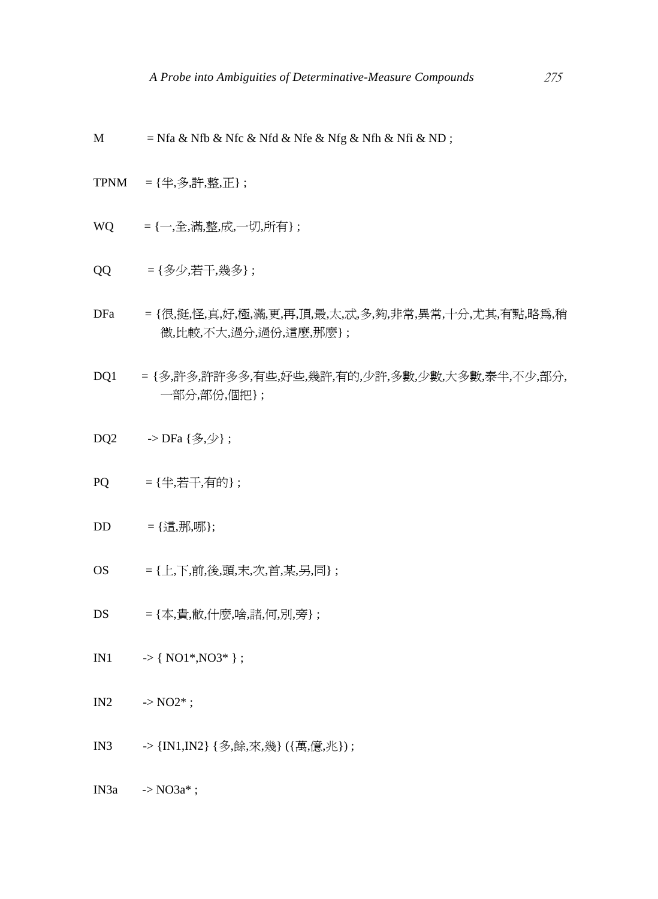M = Nfa & Nfb & Nfc & Nfd & Nfe & Nfg & Nfh & Nfi & ND ;

TPNM = {半,多,許,整,正} ;

WQ = {一,全,滿,整,成,一切,所有} ;

QQ = {多少,若干,幾多} ;

DFa = {很,挺,怪,真,好,極,滿,更,再,頂,最,太,忒,多,夠,非常,異常,十分,尤其,有點,略爲,稍微,比較,不大,過分,過份,這麼,那麼} ;

DQ1 = {多,許多,許許多多,有些,好些,幾許,有的,少許,多數,少數,大多數,泰半,不少,部分,一部分,部份,個把} ;

DQ2 -> DFa {多,少} ;

PQ = {半,若干,有的} ;

DD = {這,那,哪};

OS = {上,下,前,後,頭,末,次,首,某,另,同} ;

DS = {本,貴,敝,什麼,啥,諸,何,別,旁} ;

IN1 -> { NO1*,NO3* } ;

IN2 -> NO2* ;

IN3 -> {IN1,IN2} {多,餘,來,幾} ({萬,億,兆}) ;

IN3a -> NO3a* ;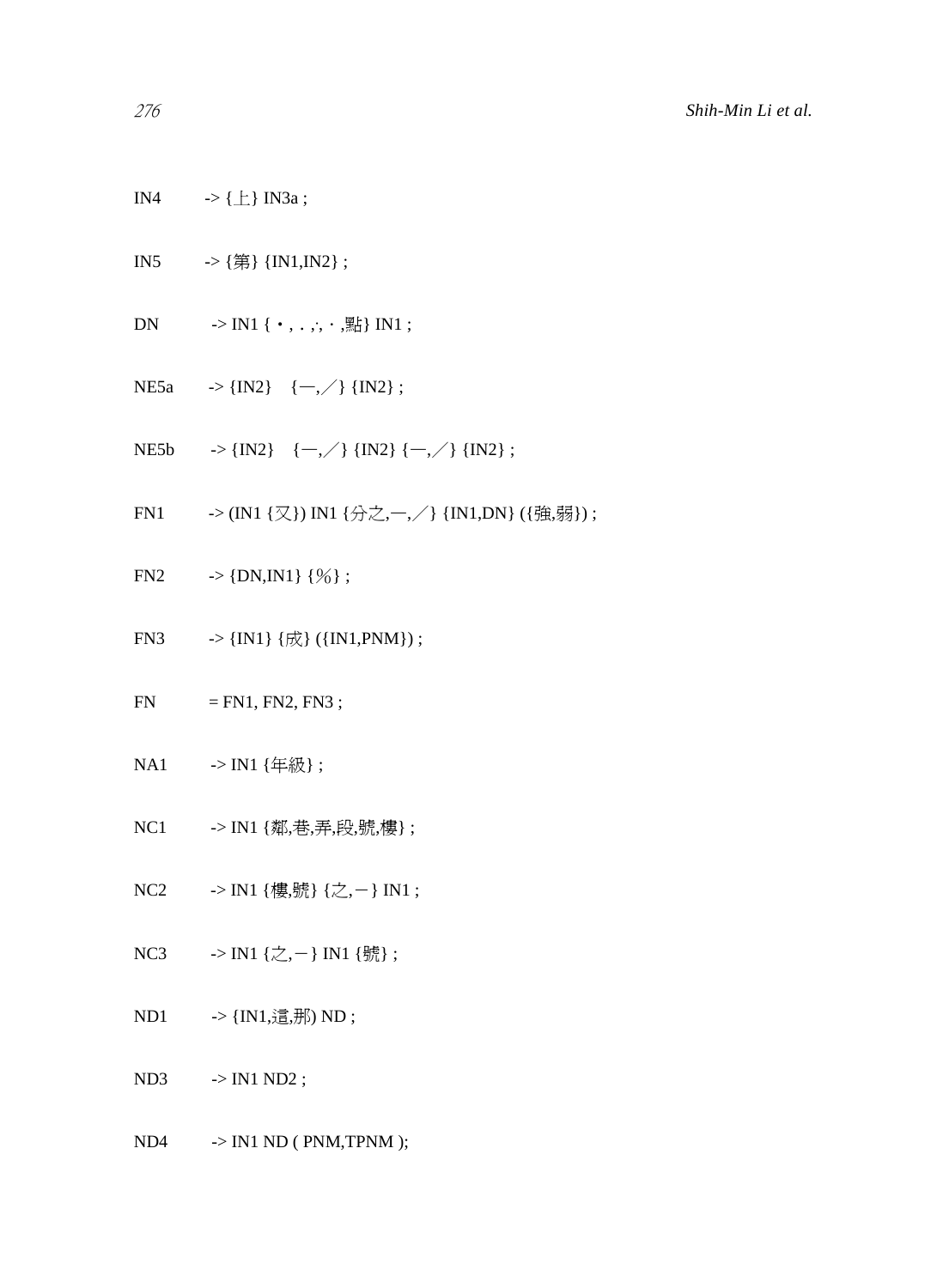```
IN4     -> {上} IN3a ;

IN5     -> {第} {IN1,IN2} ;

DN      -> IN1 {・, . ,∴, ・,點} IN1 ;

NE5a    -> {IN2}   {—,／} {IN2} ;

NE5b    -> {IN2}   {—,／} {IN2} {—,／} {IN2} ;

FN1     -> (IN1 {又}) IN1 {分之,—,／} {IN1,DN} ({強,弱}) ;

FN2     -> {DN,IN1} {%} ;

FN3     -> {IN1} {成} ({IN1,PNM}) ;

FN      = FN1, FN2, FN3 ;

NA1     -> IN1 {年級} ;

NC1     -> IN1 {鄰,巷,弄,段,號,樓} ;

NC2     -> IN1 {樓,號} {之,－} IN1 ;

NC3     -> IN1 {之,－} IN1 {號} ;

ND1     -> {IN1,這,那) ND ;

ND3     -> IN1 ND2 ;

ND4     -> IN1 ND ( PNM,TPNM );
```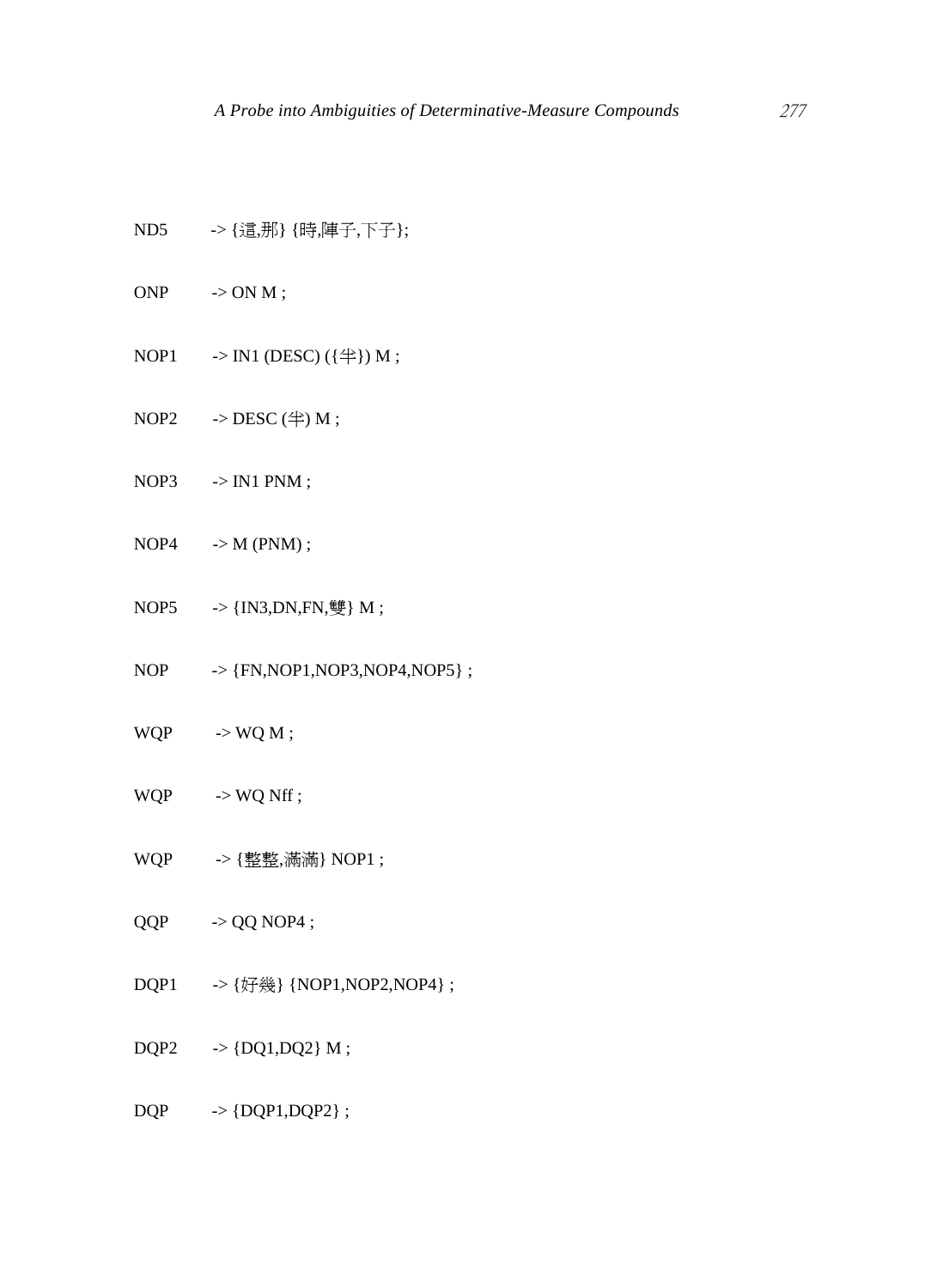ND5 -> {這,那} {時,陣子,下子};

ONP -> ON M ;

NOP1 -> IN1 (DESC) ({半}) M ;

NOP2 -> DESC (半) M ;

NOP3 -> IN1 PNM ;

NOP4 -> M (PNM) ;

NOP5 -> {IN3,DN,FN,雙} M ;

NOP -> {FN,NOP1,NOP3,NOP4,NOP5} ;

WQP -> WQ M ;

WQP -> WQ Nff ;

WQP -> {整整,滿滿} NOP1 ;

QQP -> QQ NOP4 ;

DQP1 -> {好幾} {NOP1,NOP2,NOP4} ;

DQP2 -> {DQ1,DQ2} M ;

DQP -> {DQP1,DQP2} ;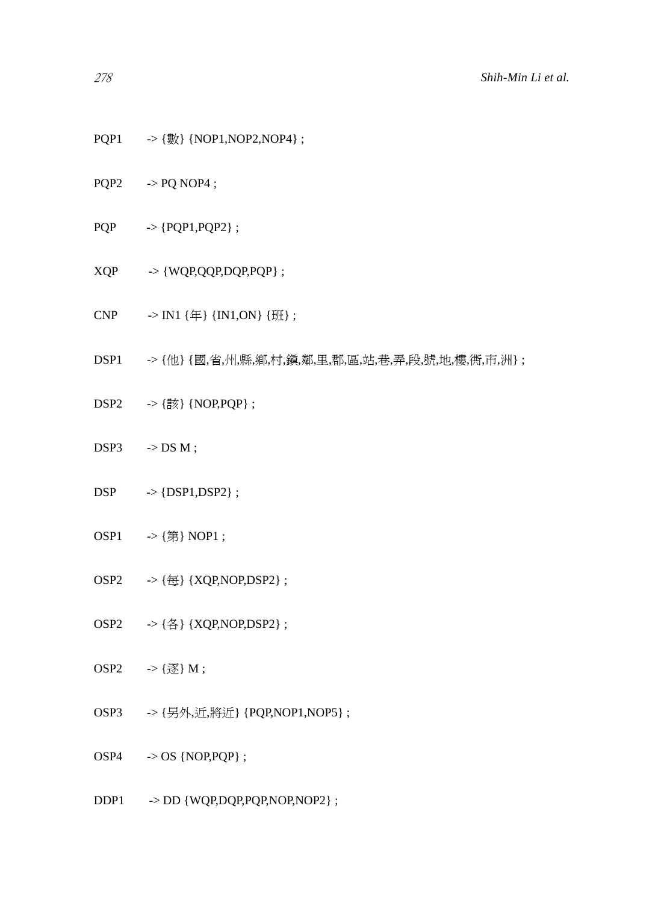```
PQP1    -> {數} {NOP1,NOP2,NOP4} ;

PQP2    -> PQ NOP4 ;

PQP     -> {PQP1,PQP2} ;

XQP     -> {WQP,QQP,DQP,PQP} ;

CNP     -> IN1 {年} {IN1,ON} {班} ;

DSP1    -> {他} {國,省,州,縣,鄉,村,鎮,鄰,里,郡,區,站,巷,弄,段,號,地,樓,街,市,洲} ;

DSP2    -> {該} {NOP,PQP} ;

DSP3    -> DS M ;

DSP     -> {DSP1,DSP2} ;

OSP1    -> {第} NOP1 ;

OSP2    -> {每} {XQP,NOP,DSP2} ;

OSP2    -> {各} {XQP,NOP,DSP2} ;

OSP2    -> {逐} M ;

OSP3    -> {另外,近,將近} {PQP,NOP1,NOP5} ;

OSP4    -> OS {NOP,PQP} ;

DDP1    -> DD {WQP,DQP,PQP,NOP,NOP2} ;
```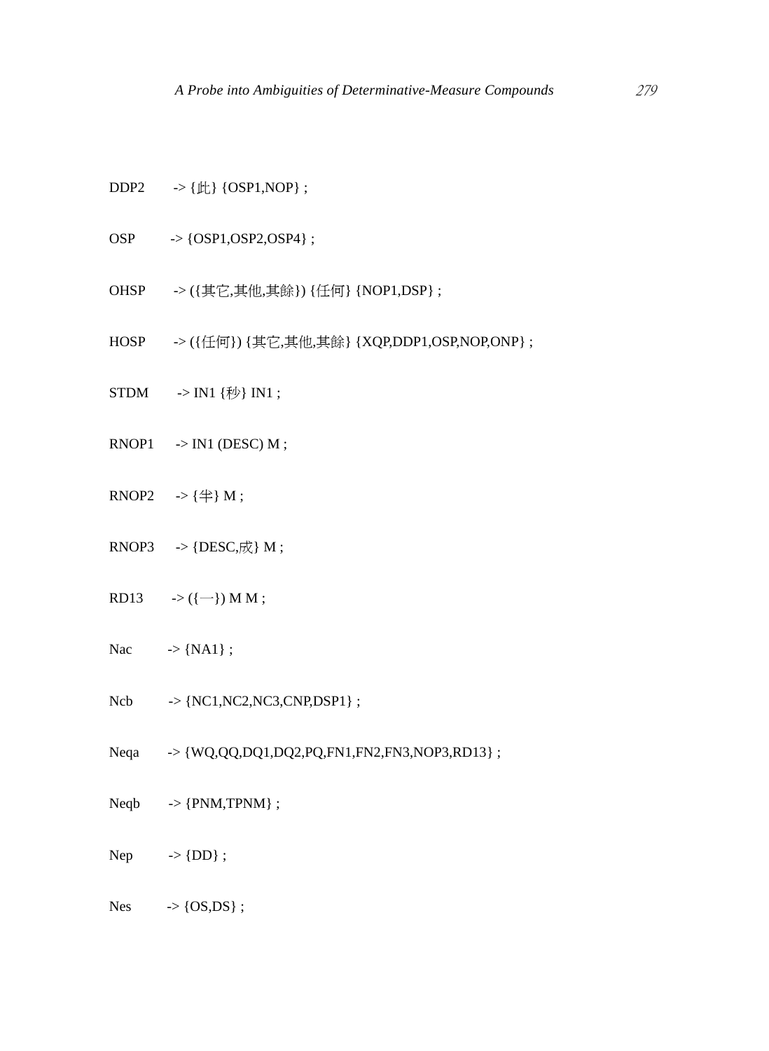DDP2 -> {此} {OSP1,NOP} ;

OSP -> {OSP1,OSP2,OSP4} ;

OHSP -> ({其它,其他,其餘}) {任何} {NOP1,DSP} ;

HOSP -> ({任何}) {其它,其他,其餘} {XQP,DDP1,OSP,NOP,ONP} ;

STDM -> IN1 {秒} IN1 ;

RNOP1 -> IN1 (DESC) M ;

RNOP2 -> {半} M ;

RNOP3 -> {DESC,成} M ;

RD13 -> ({一}) M M ;

Nac -> {NA1} ;

Ncb -> {NC1,NC2,NC3,CNP,DSP1} ;

Neqa -> {WQ,QQ,DQ1,DQ2,PQ,FN1,FN2,FN3,NOP3,RD13} ;

Neqb -> {PNM,TPNM} ;

Nep -> {DD} ;

Nes -> {OS,DS} ;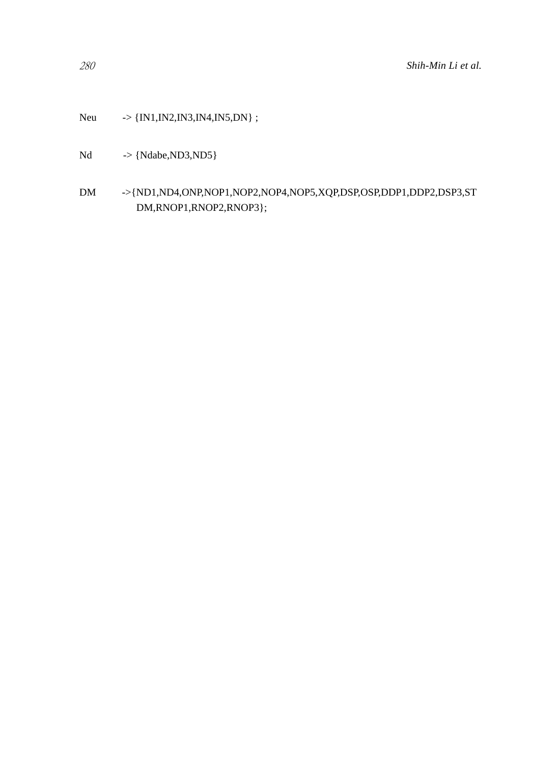Neu -> {IN1,IN2,IN3,IN4,IN5,DN} ;

Nd -> {Ndabe,ND3,ND5}

DM ->{ND1,ND4,ONP,NOP1,NOP2,NOP4,NOP5,XQP,DSP,OSP,DDP1,DDP2,DSP3,STDM,RNOP1,RNOP2,RNOP3};